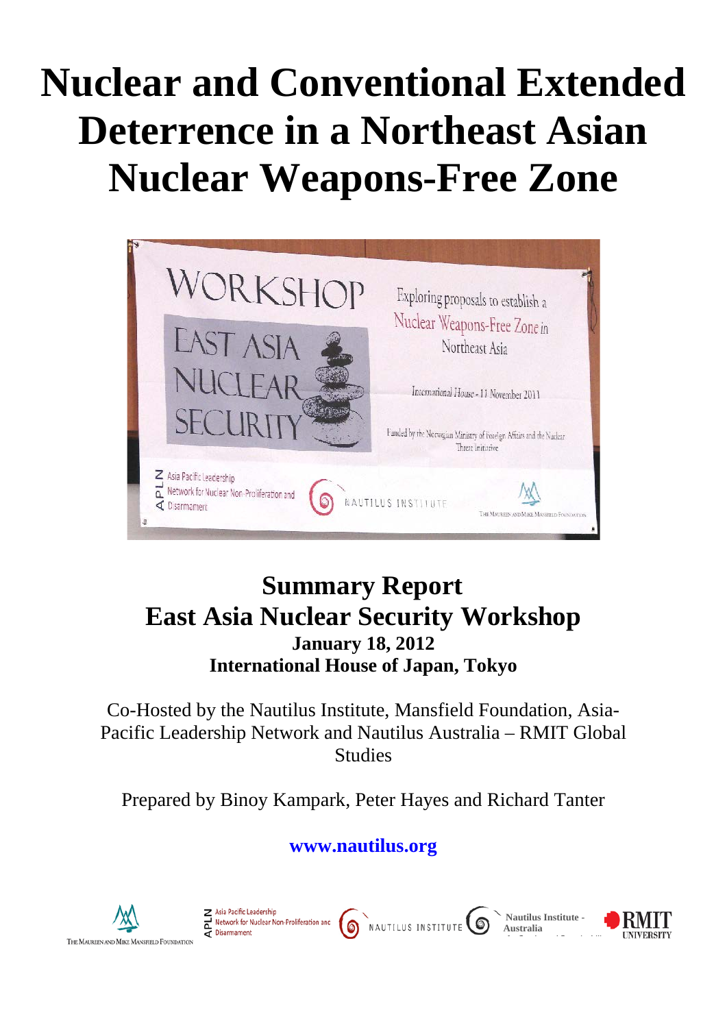# Nuclear and Conventional Extended Deterrence in a Northeast Asian Nuclear Weapons-Free Zone

## Summary Report
## East Asia Nuclear Security Workshop

**January 18, 2012**
**International House of Japan, Tokyo**

Co-Hosted by the Nautilus Institute, Mansfield Foundation, Asia-Pacific Leadership Network and Nautilus Australia – RMIT Global Studies

Prepared by Binoy Kampark, Peter Hayes and Richard Tanter

**www.nautilus.org**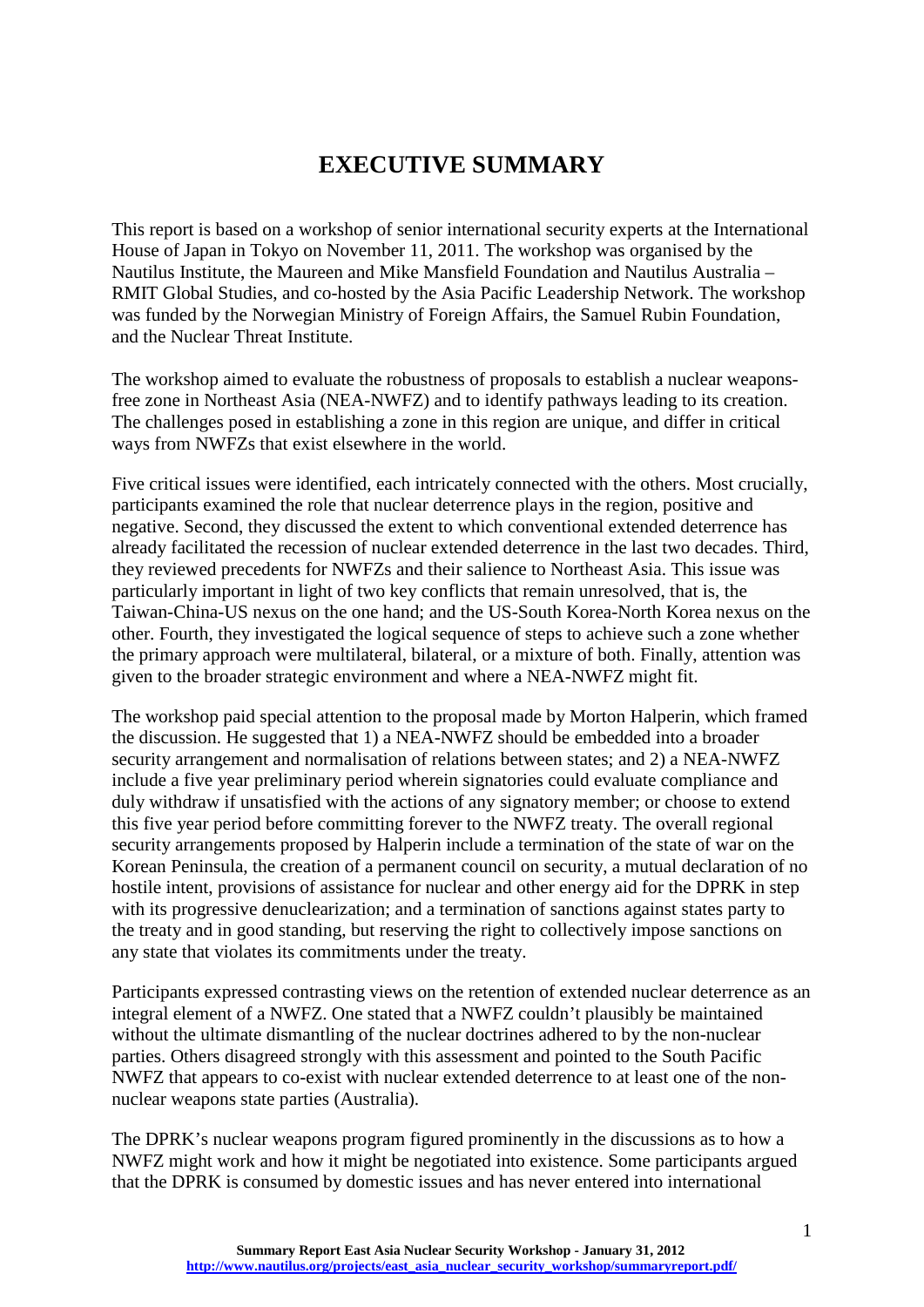# EXECUTIVE SUMMARY

This report is based on a workshop of senior international security experts at the International House of Japan in Tokyo on November 11, 2011. The workshop was organised by the Nautilus Institute, the Maureen and Mike Mansfield Foundation and Nautilus Australia – RMIT Global Studies, and co-hosted by the Asia Pacific Leadership Network. The workshop was funded by the Norwegian Ministry of Foreign Affairs, the Samuel Rubin Foundation, and the Nuclear Threat Institute.

The workshop aimed to evaluate the robustness of proposals to establish a nuclear weapons-free zone in Northeast Asia (NEA-NWFZ) and to identify pathways leading to its creation. The challenges posed in establishing a zone in this region are unique, and differ in critical ways from NWFZs that exist elsewhere in the world.

Five critical issues were identified, each intricately connected with the others. Most crucially, participants examined the role that nuclear deterrence plays in the region, positive and negative. Second, they discussed the extent to which conventional extended deterrence has already facilitated the recession of nuclear extended deterrence in the last two decades. Third, they reviewed precedents for NWFZs and their salience to Northeast Asia. This issue was particularly important in light of two key conflicts that remain unresolved, that is, the Taiwan-China-US nexus on the one hand; and the US-South Korea-North Korea nexus on the other. Fourth, they investigated the logical sequence of steps to achieve such a zone whether the primary approach were multilateral, bilateral, or a mixture of both. Finally, attention was given to the broader strategic environment and where a NEA-NWFZ might fit.

The workshop paid special attention to the proposal made by Morton Halperin, which framed the discussion. He suggested that 1) a NEA-NWFZ should be embedded into a broader security arrangement and normalisation of relations between states; and 2) a NEA-NWFZ include a five year preliminary period wherein signatories could evaluate compliance and duly withdraw if unsatisfied with the actions of any signatory member; or choose to extend this five year period before committing forever to the NWFZ treaty. The overall regional security arrangements proposed by Halperin include a termination of the state of war on the Korean Peninsula, the creation of a permanent council on security, a mutual declaration of no hostile intent, provisions of assistance for nuclear and other energy aid for the DPRK in step with its progressive denuclearization; and a termination of sanctions against states party to the treaty and in good standing, but reserving the right to collectively impose sanctions on any state that violates its commitments under the treaty.

Participants expressed contrasting views on the retention of extended nuclear deterrence as an integral element of a NWFZ. One stated that a NWFZ couldn't plausibly be maintained without the ultimate dismantling of the nuclear doctrines adhered to by the non-nuclear parties. Others disagreed strongly with this assessment and pointed to the South Pacific NWFZ that appears to co-exist with nuclear extended deterrence to at least one of the non-nuclear weapons state parties (Australia).

The DPRK's nuclear weapons program figured prominently in the discussions as to how a NWFZ might work and how it might be negotiated into existence. Some participants argued that the DPRK is consumed by domestic issues and has never entered into international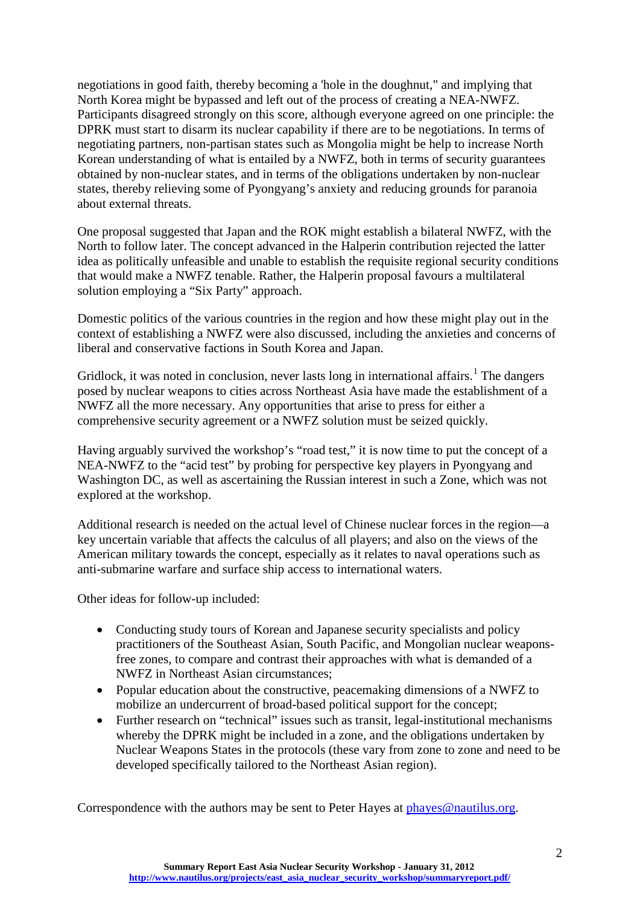negotiations in good faith, thereby becoming a 'hole in the doughnut," and implying that North Korea might be bypassed and left out of the process of creating a NEA-NWFZ. Participants disagreed strongly on this score, although everyone agreed on one principle: the DPRK must start to disarm its nuclear capability if there are to be negotiations. In terms of negotiating partners, non-partisan states such as Mongolia might be help to increase North Korean understanding of what is entailed by a NWFZ, both in terms of security guarantees obtained by non-nuclear states, and in terms of the obligations undertaken by non-nuclear states, thereby relieving some of Pyongyang's anxiety and reducing grounds for paranoia about external threats.

One proposal suggested that Japan and the ROK might establish a bilateral NWFZ, with the North to follow later. The concept advanced in the Halperin contribution rejected the latter idea as politically unfeasible and unable to establish the requisite regional security conditions that would make a NWFZ tenable. Rather, the Halperin proposal favours a multilateral solution employing a "Six Party" approach.

Domestic politics of the various countries in the region and how these might play out in the context of establishing a NWFZ were also discussed, including the anxieties and concerns of liberal and conservative factions in South Korea and Japan.

Gridlock, it was noted in conclusion, never lasts long in international affairs.[1] The dangers posed by nuclear weapons to cities across Northeast Asia have made the establishment of a NWFZ all the more necessary. Any opportunities that arise to press for either a comprehensive security agreement or a NWFZ solution must be seized quickly.

Having arguably survived the workshop's "road test," it is now time to put the concept of a NEA-NWFZ to the "acid test" by probing for perspective key players in Pyongyang and Washington DC, as well as ascertaining the Russian interest in such a Zone, which was not explored at the workshop.

Additional research is needed on the actual level of Chinese nuclear forces in the region—a key uncertain variable that affects the calculus of all players; and also on the views of the American military towards the concept, especially as it relates to naval operations such as anti-submarine warfare and surface ship access to international waters.

Other ideas for follow-up included:

- Conducting study tours of Korean and Japanese security specialists and policy practitioners of the Southeast Asian, South Pacific, and Mongolian nuclear weapons-free zones, to compare and contrast their approaches with what is demanded of a NWFZ in Northeast Asian circumstances;
- Popular education about the constructive, peacemaking dimensions of a NWFZ to mobilize an undercurrent of broad-based political support for the concept;
- Further research on "technical" issues such as transit, legal-institutional mechanisms whereby the DPRK might be included in a zone, and the obligations undertaken by Nuclear Weapons States in the protocols (these vary from zone to zone and need to be developed specifically tailored to the Northeast Asian region).

Correspondence with the authors may be sent to Peter Hayes at phayes@nautilus.org.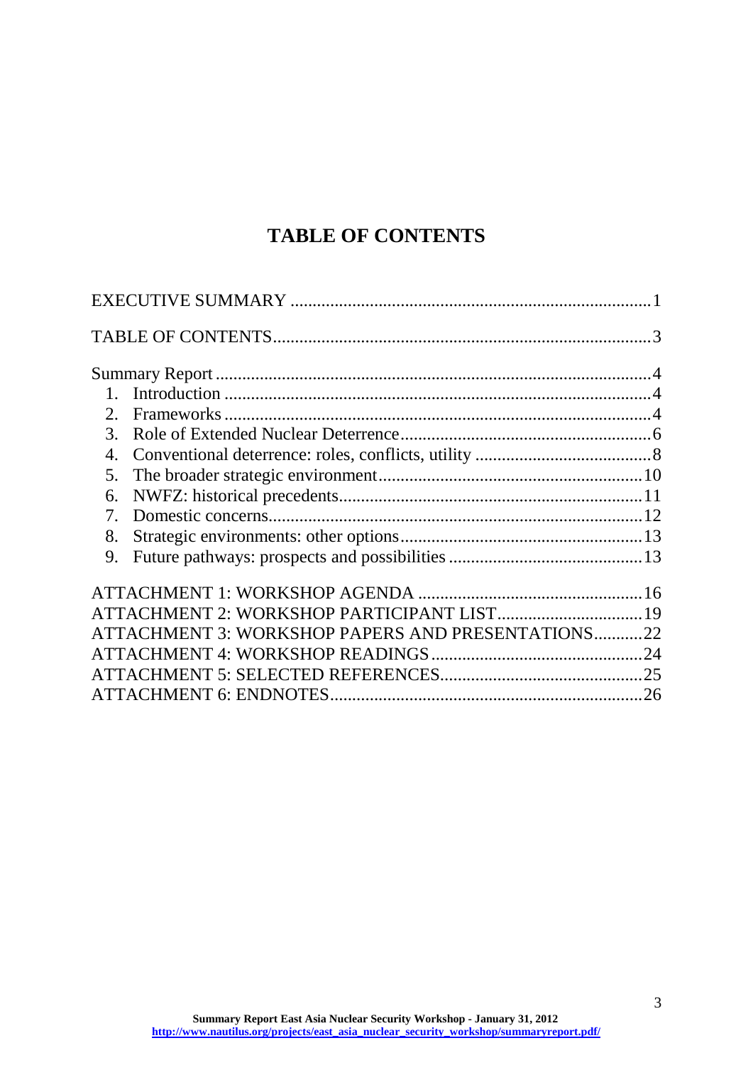# TABLE OF CONTENTS

EXECUTIVE SUMMARY ........................................................................................ 1

TABLE OF CONTENTS........................................................................................ 3

Summary Report ................................................................................................. 4

1. Introduction ................................................................................................. 4
2. Frameworks ................................................................................................. 4
3. Role of Extended Nuclear Deterrence......................................................... 6
4. Conventional deterrence: roles, conflicts, utility ........................................ 8
5. The broader strategic environment............................................................ 10
6. NWFZ: historical precedents..................................................................... 11
7. Domestic concerns..................................................................................... 12
8. Strategic environments: other options....................................................... 13
9. Future pathways: prospects and possibilities ............................................ 13

ATTACHMENT 1: WORKSHOP AGENDA .................................................. 16

ATTACHMENT 2: WORKSHOP PARTICIPANT LIST................................ 19

ATTACHMENT 3: WORKSHOP PAPERS AND PRESENTATIONS........... 22

ATTACHMENT 4: WORKSHOP READINGS ................................................ 24

ATTACHMENT 5: SELECTED REFERENCES.............................................. 25

ATTACHMENT 6: ENDNOTES...................................................................... 26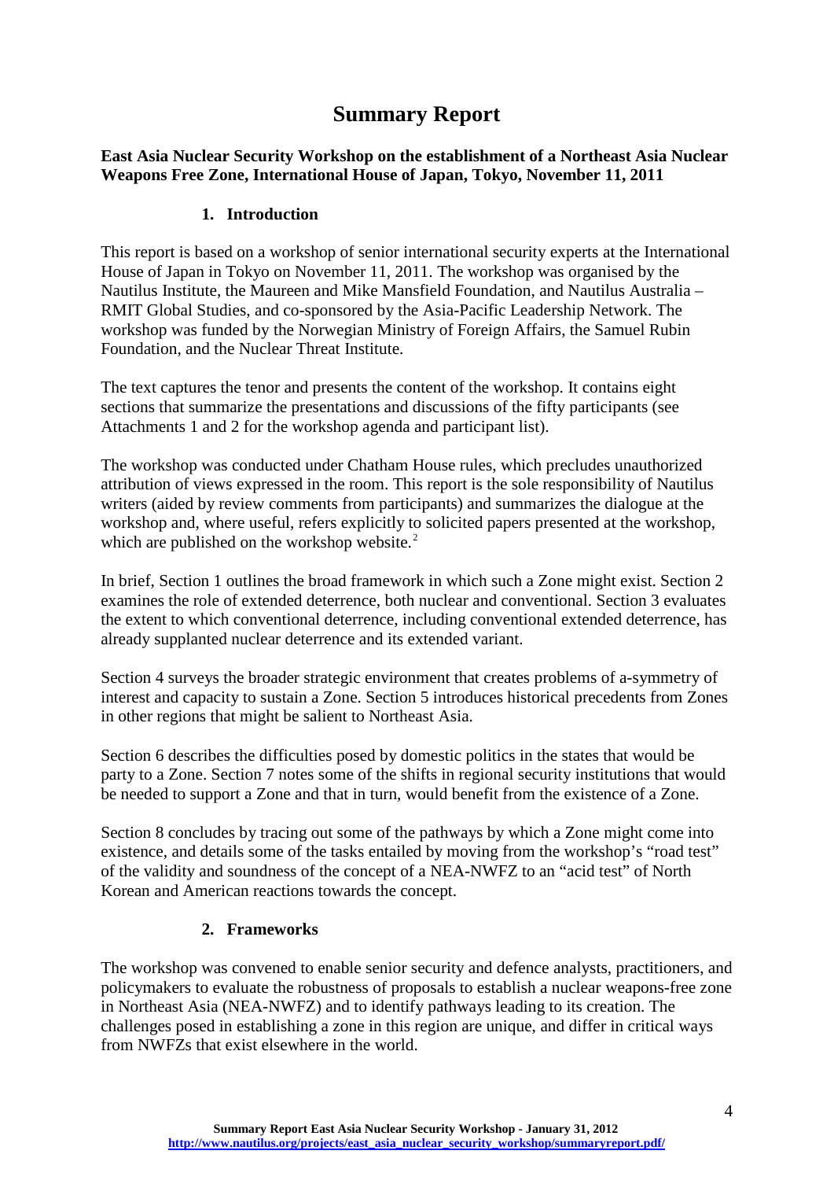# Summary Report

**East Asia Nuclear Security Workshop on the establishment of a Northeast Asia Nuclear Weapons Free Zone, International House of Japan, Tokyo, November 11, 2011**

## 1. Introduction

This report is based on a workshop of senior international security experts at the International House of Japan in Tokyo on November 11, 2011. The workshop was organised by the Nautilus Institute, the Maureen and Mike Mansfield Foundation, and Nautilus Australia – RMIT Global Studies, and co-sponsored by the Asia-Pacific Leadership Network. The workshop was funded by the Norwegian Ministry of Foreign Affairs, the Samuel Rubin Foundation, and the Nuclear Threat Institute.

The text captures the tenor and presents the content of the workshop. It contains eight sections that summarize the presentations and discussions of the fifty participants (see Attachments 1 and 2 for the workshop agenda and participant list).

The workshop was conducted under Chatham House rules, which precludes unauthorized attribution of views expressed in the room. This report is the sole responsibility of Nautilus writers (aided by review comments from participants) and summarizes the dialogue at the workshop and, where useful, refers explicitly to solicited papers presented at the workshop, which are published on the workshop website.[2]

In brief, Section 1 outlines the broad framework in which such a Zone might exist. Section 2 examines the role of extended deterrence, both nuclear and conventional. Section 3 evaluates the extent to which conventional deterrence, including conventional extended deterrence, has already supplanted nuclear deterrence and its extended variant.

Section 4 surveys the broader strategic environment that creates problems of a-symmetry of interest and capacity to sustain a Zone. Section 5 introduces historical precedents from Zones in other regions that might be salient to Northeast Asia.

Section 6 describes the difficulties posed by domestic politics in the states that would be party to a Zone. Section 7 notes some of the shifts in regional security institutions that would be needed to support a Zone and that in turn, would benefit from the existence of a Zone.

Section 8 concludes by tracing out some of the pathways by which a Zone might come into existence, and details some of the tasks entailed by moving from the workshop's "road test" of the validity and soundness of the concept of a NEA-NWFZ to an "acid test" of North Korean and American reactions towards the concept.

## 2. Frameworks

The workshop was convened to enable senior security and defence analysts, practitioners, and policymakers to evaluate the robustness of proposals to establish a nuclear weapons-free zone in Northeast Asia (NEA-NWFZ) and to identify pathways leading to its creation. The challenges posed in establishing a zone in this region are unique, and differ in critical ways from NWFZs that exist elsewhere in the world.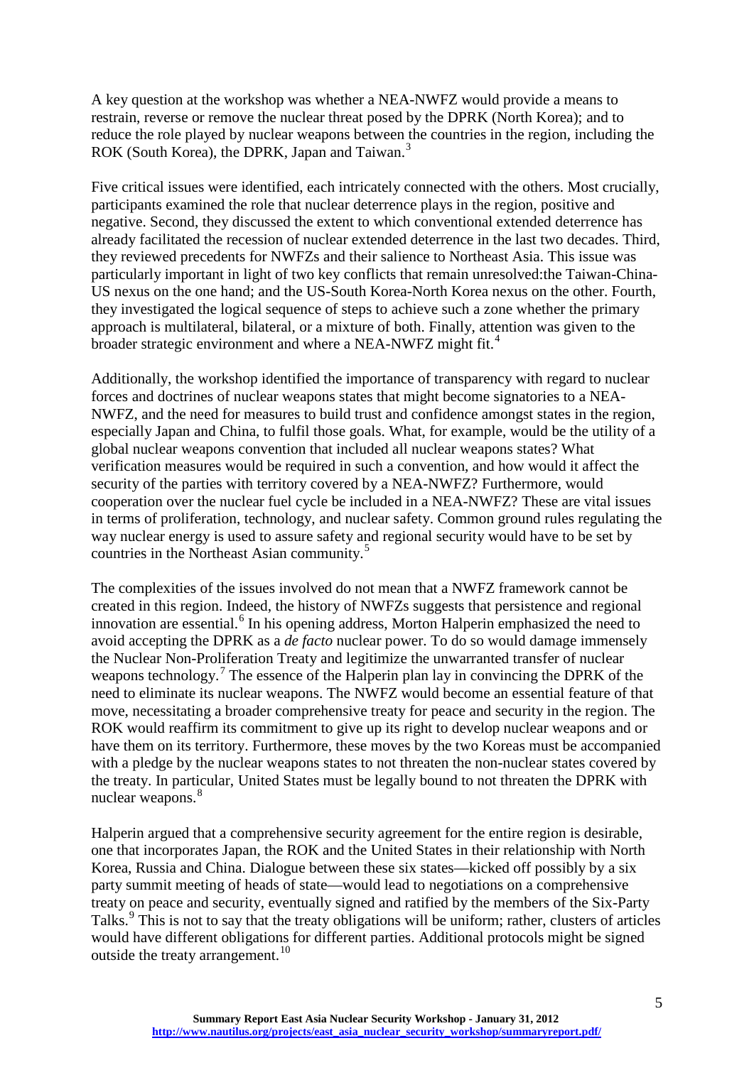A key question at the workshop was whether a NEA-NWFZ would provide a means to restrain, reverse or remove the nuclear threat posed by the DPRK (North Korea); and to reduce the role played by nuclear weapons between the countries in the region, including the ROK (South Korea), the DPRK, Japan and Taiwan.[3]

Five critical issues were identified, each intricately connected with the others. Most crucially, participants examined the role that nuclear deterrence plays in the region, positive and negative. Second, they discussed the extent to which conventional extended deterrence has already facilitated the recession of nuclear extended deterrence in the last two decades. Third, they reviewed precedents for NWFZs and their salience to Northeast Asia. This issue was particularly important in light of two key conflicts that remain unresolved:the Taiwan-China-US nexus on the one hand; and the US-South Korea-North Korea nexus on the other. Fourth, they investigated the logical sequence of steps to achieve such a zone whether the primary approach is multilateral, bilateral, or a mixture of both. Finally, attention was given to the broader strategic environment and where a NEA-NWFZ might fit.[4]

Additionally, the workshop identified the importance of transparency with regard to nuclear forces and doctrines of nuclear weapons states that might become signatories to a NEA-NWFZ, and the need for measures to build trust and confidence amongst states in the region, especially Japan and China, to fulfil those goals. What, for example, would be the utility of a global nuclear weapons convention that included all nuclear weapons states? What verification measures would be required in such a convention, and how would it affect the security of the parties with territory covered by a NEA-NWFZ? Furthermore, would cooperation over the nuclear fuel cycle be included in a NEA-NWFZ? These are vital issues in terms of proliferation, technology, and nuclear safety. Common ground rules regulating the way nuclear energy is used to assure safety and regional security would have to be set by countries in the Northeast Asian community.[5]

The complexities of the issues involved do not mean that a NWFZ framework cannot be created in this region. Indeed, the history of NWFZs suggests that persistence and regional innovation are essential.[6] In his opening address, Morton Halperin emphasized the need to avoid accepting the DPRK as a *de facto* nuclear power. To do so would damage immensely the Nuclear Non-Proliferation Treaty and legitimize the unwarranted transfer of nuclear weapons technology.[7] The essence of the Halperin plan lay in convincing the DPRK of the need to eliminate its nuclear weapons. The NWFZ would become an essential feature of that move, necessitating a broader comprehensive treaty for peace and security in the region. The ROK would reaffirm its commitment to give up its right to develop nuclear weapons and or have them on its territory. Furthermore, these moves by the two Koreas must be accompanied with a pledge by the nuclear weapons states to not threaten the non-nuclear states covered by the treaty. In particular, United States must be legally bound to not threaten the DPRK with nuclear weapons.[8]

Halperin argued that a comprehensive security agreement for the entire region is desirable, one that incorporates Japan, the ROK and the United States in their relationship with North Korea, Russia and China. Dialogue between these six states—kicked off possibly by a six party summit meeting of heads of state—would lead to negotiations on a comprehensive treaty on peace and security, eventually signed and ratified by the members of the Six-Party Talks.[9] This is not to say that the treaty obligations will be uniform; rather, clusters of articles would have different obligations for different parties. Additional protocols might be signed outside the treaty arrangement.[10]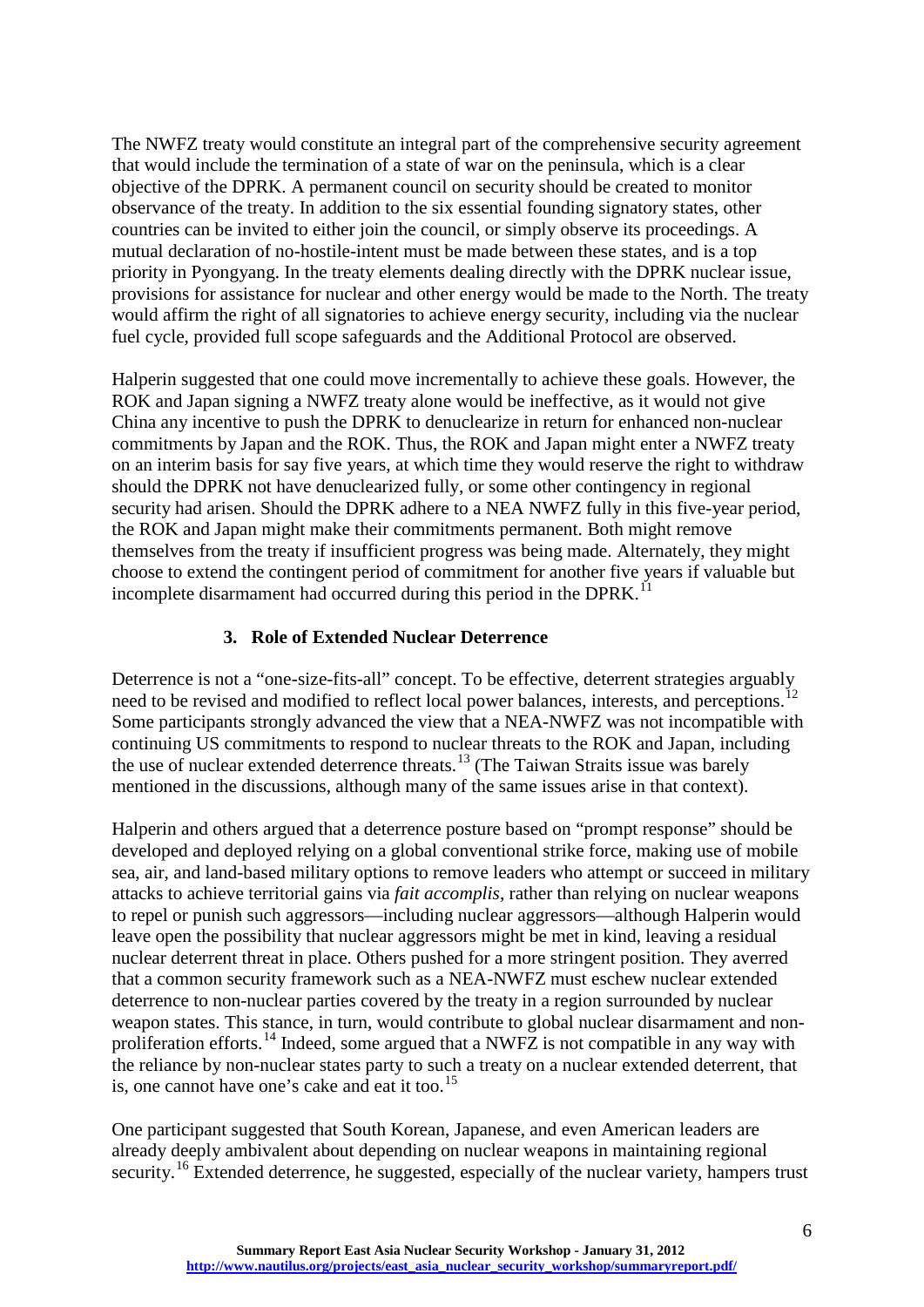The NWFZ treaty would constitute an integral part of the comprehensive security agreement that would include the termination of a state of war on the peninsula, which is a clear objective of the DPRK. A permanent council on security should be created to monitor observance of the treaty. In addition to the six essential founding signatory states, other countries can be invited to either join the council, or simply observe its proceedings. A mutual declaration of no-hostile-intent must be made between these states, and is a top priority in Pyongyang. In the treaty elements dealing directly with the DPRK nuclear issue, provisions for assistance for nuclear and other energy would be made to the North. The treaty would affirm the right of all signatories to achieve energy security, including via the nuclear fuel cycle, provided full scope safeguards and the Additional Protocol are observed.

Halperin suggested that one could move incrementally to achieve these goals. However, the ROK and Japan signing a NWFZ treaty alone would be ineffective, as it would not give China any incentive to push the DPRK to denuclearize in return for enhanced non-nuclear commitments by Japan and the ROK. Thus, the ROK and Japan might enter a NWFZ treaty on an interim basis for say five years, at which time they would reserve the right to withdraw should the DPRK not have denuclearized fully, or some other contingency in regional security had arisen. Should the DPRK adhere to a NEA NWFZ fully in this five-year period, the ROK and Japan might make their commitments permanent. Both might remove themselves from the treaty if insufficient progress was being made. Alternately, they might choose to extend the contingent period of commitment for another five years if valuable but incomplete disarmament had occurred during this period in the DPRK.[11]

### 3. Role of Extended Nuclear Deterrence

Deterrence is not a "one-size-fits-all" concept. To be effective, deterrent strategies arguably need to be revised and modified to reflect local power balances, interests, and perceptions.[12] Some participants strongly advanced the view that a NEA-NWFZ was not incompatible with continuing US commitments to respond to nuclear threats to the ROK and Japan, including the use of nuclear extended deterrence threats.[13] (The Taiwan Straits issue was barely mentioned in the discussions, although many of the same issues arise in that context).

Halperin and others argued that a deterrence posture based on "prompt response" should be developed and deployed relying on a global conventional strike force, making use of mobile sea, air, and land-based military options to remove leaders who attempt or succeed in military attacks to achieve territorial gains via *fait accomplis*, rather than relying on nuclear weapons to repel or punish such aggressors—including nuclear aggressors—although Halperin would leave open the possibility that nuclear aggressors might be met in kind, leaving a residual nuclear deterrent threat in place. Others pushed for a more stringent position. They averred that a common security framework such as a NEA-NWFZ must eschew nuclear extended deterrence to non-nuclear parties covered by the treaty in a region surrounded by nuclear weapon states. This stance, in turn, would contribute to global nuclear disarmament and non-proliferation efforts.[14] Indeed, some argued that a NWFZ is not compatible in any way with the reliance by non-nuclear states party to such a treaty on a nuclear extended deterrent, that is, one cannot have one's cake and eat it too.[15]

One participant suggested that South Korean, Japanese, and even American leaders are already deeply ambivalent about depending on nuclear weapons in maintaining regional security.[16] Extended deterrence, he suggested, especially of the nuclear variety, hampers trust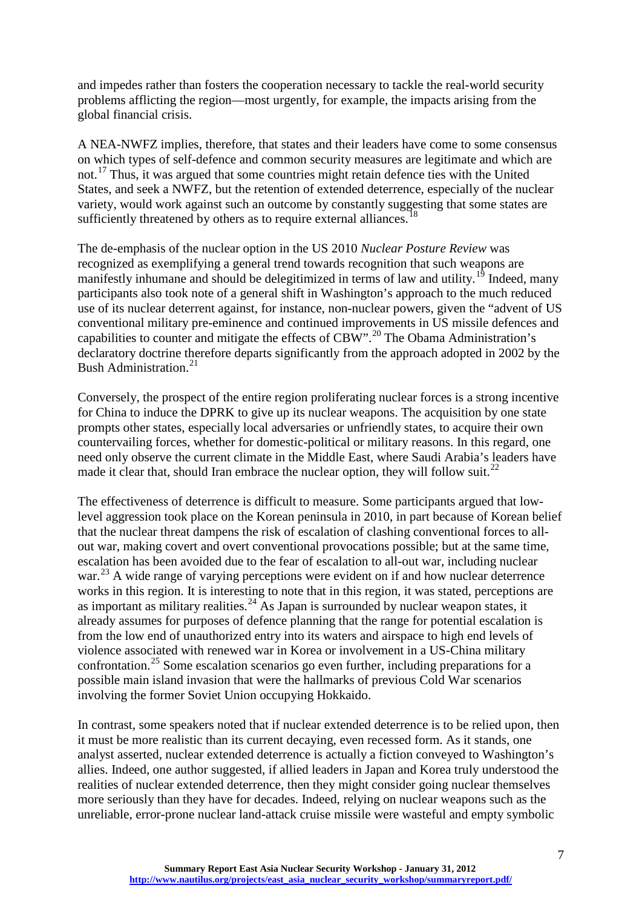and impedes rather than fosters the cooperation necessary to tackle the real-world security problems afflicting the region—most urgently, for example, the impacts arising from the global financial crisis.

A NEA-NWFZ implies, therefore, that states and their leaders have come to some consensus on which types of self-defence and common security measures are legitimate and which are not.[17] Thus, it was argued that some countries might retain defence ties with the United States, and seek a NWFZ, but the retention of extended deterrence, especially of the nuclear variety, would work against such an outcome by constantly suggesting that some states are sufficiently threatened by others as to require external alliances.[18]

The de-emphasis of the nuclear option in the US 2010 *Nuclear Posture Review* was recognized as exemplifying a general trend towards recognition that such weapons are manifestly inhumane and should be delegitimized in terms of law and utility.[19] Indeed, many participants also took note of a general shift in Washington's approach to the much reduced use of its nuclear deterrent against, for instance, non-nuclear powers, given the "advent of US conventional military pre-eminence and continued improvements in US missile defences and capabilities to counter and mitigate the effects of CBW".[20] The Obama Administration's declaratory doctrine therefore departs significantly from the approach adopted in 2002 by the Bush Administration.[21]

Conversely, the prospect of the entire region proliferating nuclear forces is a strong incentive for China to induce the DPRK to give up its nuclear weapons. The acquisition by one state prompts other states, especially local adversaries or unfriendly states, to acquire their own countervailing forces, whether for domestic-political or military reasons. In this regard, one need only observe the current climate in the Middle East, where Saudi Arabia's leaders have made it clear that, should Iran embrace the nuclear option, they will follow suit.[22]

The effectiveness of deterrence is difficult to measure. Some participants argued that low-level aggression took place on the Korean peninsula in 2010, in part because of Korean belief that the nuclear threat dampens the risk of escalation of clashing conventional forces to all-out war, making covert and overt conventional provocations possible; but at the same time, escalation has been avoided due to the fear of escalation to all-out war, including nuclear war.[23] A wide range of varying perceptions were evident on if and how nuclear deterrence works in this region. It is interesting to note that in this region, it was stated, perceptions are as important as military realities.[24] As Japan is surrounded by nuclear weapon states, it already assumes for purposes of defence planning that the range for potential escalation is from the low end of unauthorized entry into its waters and airspace to high end levels of violence associated with renewed war in Korea or involvement in a US-China military confrontation.[25] Some escalation scenarios go even further, including preparations for a possible main island invasion that were the hallmarks of previous Cold War scenarios involving the former Soviet Union occupying Hokkaido.

In contrast, some speakers noted that if nuclear extended deterrence is to be relied upon, then it must be more realistic than its current decaying, even recessed form. As it stands, one analyst asserted, nuclear extended deterrence is actually a fiction conveyed to Washington's allies. Indeed, one author suggested, if allied leaders in Japan and Korea truly understood the realities of nuclear extended deterrence, then they might consider going nuclear themselves more seriously than they have for decades. Indeed, relying on nuclear weapons such as the unreliable, error-prone nuclear land-attack cruise missile were wasteful and empty symbolic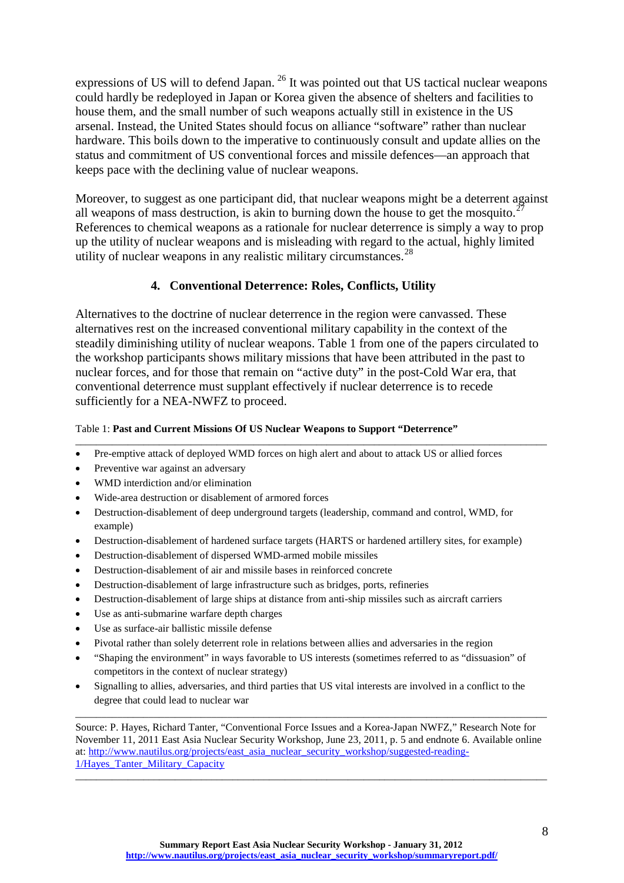expressions of US will to defend Japan. [26] It was pointed out that US tactical nuclear weapons could hardly be redeployed in Japan or Korea given the absence of shelters and facilities to house them, and the small number of such weapons actually still in existence in the US arsenal. Instead, the United States should focus on alliance "software" rather than nuclear hardware. This boils down to the imperative to continuously consult and update allies on the status and commitment of US conventional forces and missile defences—an approach that keeps pace with the declining value of nuclear weapons.

Moreover, to suggest as one participant did, that nuclear weapons might be a deterrent against all weapons of mass destruction, is akin to burning down the house to get the mosquito.[27] References to chemical weapons as a rationale for nuclear deterrence is simply a way to prop up the utility of nuclear weapons and is misleading with regard to the actual, highly limited utility of nuclear weapons in any realistic military circumstances.[28]

## 4. Conventional Deterrence: Roles, Conflicts, Utility

Alternatives to the doctrine of nuclear deterrence in the region were canvassed. These alternatives rest on the increased conventional military capability in the context of the steadily diminishing utility of nuclear weapons. Table 1 from one of the papers circulated to the workshop participants shows military missions that have been attributed in the past to nuclear forces, and for those that remain on "active duty" in the post-Cold War era, that conventional deterrence must supplant effectively if nuclear deterrence is to recede sufficiently for a NEA-NWFZ to proceed.

Table 1: **Past and Current Missions Of US Nuclear Weapons to Support "Deterrence"**

- Pre-emptive attack of deployed WMD forces on high alert and about to attack US or allied forces
- Preventive war against an adversary
- WMD interdiction and/or elimination
- Wide-area destruction or disablement of armored forces
- Destruction-disablement of deep underground targets (leadership, command and control, WMD, for example)
- Destruction-disablement of hardened surface targets (HARTS or hardened artillery sites, for example)
- Destruction-disablement of dispersed WMD-armed mobile missiles
- Destruction-disablement of air and missile bases in reinforced concrete
- Destruction-disablement of large infrastructure such as bridges, ports, refineries
- Destruction-disablement of large ships at distance from anti-ship missiles such as aircraft carriers
- Use as anti-submarine warfare depth charges
- Use as surface-air ballistic missile defense
- Pivotal rather than solely deterrent role in relations between allies and adversaries in the region
- "Shaping the environment" in ways favorable to US interests (sometimes referred to as "dissuasion" of competitors in the context of nuclear strategy)
- Signalling to allies, adversaries, and third parties that US vital interests are involved in a conflict to the degree that could lead to nuclear war

Source: P. Hayes, Richard Tanter, "Conventional Force Issues and a Korea-Japan NWFZ," Research Note for November 11, 2011 East Asia Nuclear Security Workshop, June 23, 2011, p. 5 and endnote 6. Available online at: http://www.nautilus.org/projects/east_asia_nuclear_security_workshop/suggested-reading-1/Hayes_Tanter_Military_Capacity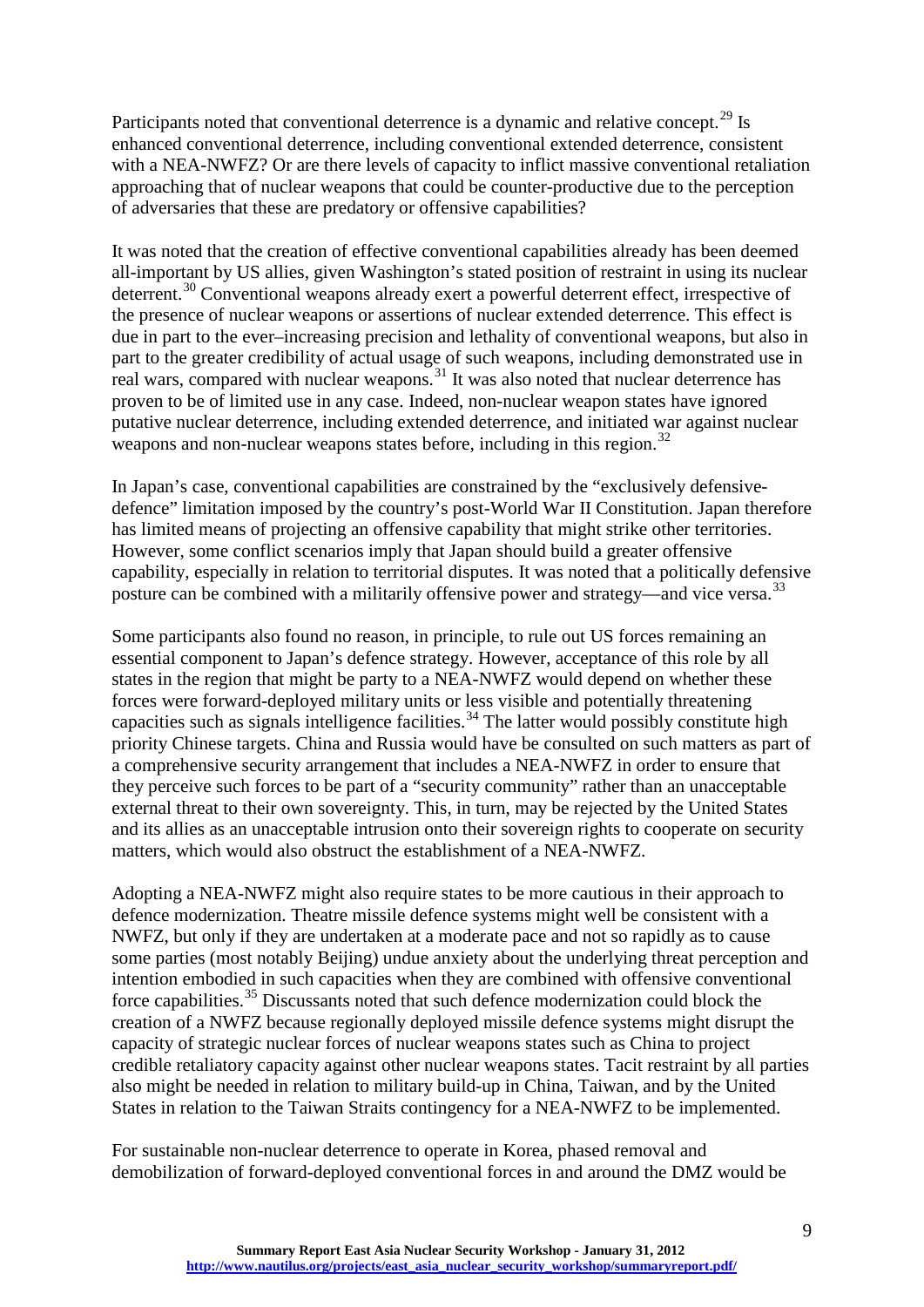Participants noted that conventional deterrence is a dynamic and relative concept.[29] Is enhanced conventional deterrence, including conventional extended deterrence, consistent with a NEA-NWFZ? Or are there levels of capacity to inflict massive conventional retaliation approaching that of nuclear weapons that could be counter-productive due to the perception of adversaries that these are predatory or offensive capabilities?

It was noted that the creation of effective conventional capabilities already has been deemed all-important by US allies, given Washington's stated position of restraint in using its nuclear deterrent.[30] Conventional weapons already exert a powerful deterrent effect, irrespective of the presence of nuclear weapons or assertions of nuclear extended deterrence. This effect is due in part to the ever–increasing precision and lethality of conventional weapons, but also in part to the greater credibility of actual usage of such weapons, including demonstrated use in real wars, compared with nuclear weapons.[31] It was also noted that nuclear deterrence has proven to be of limited use in any case. Indeed, non-nuclear weapon states have ignored putative nuclear deterrence, including extended deterrence, and initiated war against nuclear weapons and non-nuclear weapons states before, including in this region.[32]

In Japan's case, conventional capabilities are constrained by the "exclusively defensive-defence" limitation imposed by the country's post-World War II Constitution. Japan therefore has limited means of projecting an offensive capability that might strike other territories. However, some conflict scenarios imply that Japan should build a greater offensive capability, especially in relation to territorial disputes. It was noted that a politically defensive posture can be combined with a militarily offensive power and strategy—and vice versa.[33]

Some participants also found no reason, in principle, to rule out US forces remaining an essential component to Japan's defence strategy. However, acceptance of this role by all states in the region that might be party to a NEA-NWFZ would depend on whether these forces were forward-deployed military units or less visible and potentially threatening capacities such as signals intelligence facilities.[34] The latter would possibly constitute high priority Chinese targets. China and Russia would have be consulted on such matters as part of a comprehensive security arrangement that includes a NEA-NWFZ in order to ensure that they perceive such forces to be part of a "security community" rather than an unacceptable external threat to their own sovereignty. This, in turn, may be rejected by the United States and its allies as an unacceptable intrusion onto their sovereign rights to cooperate on security matters, which would also obstruct the establishment of a NEA-NWFZ.

Adopting a NEA-NWFZ might also require states to be more cautious in their approach to defence modernization. Theatre missile defence systems might well be consistent with a NWFZ, but only if they are undertaken at a moderate pace and not so rapidly as to cause some parties (most notably Beijing) undue anxiety about the underlying threat perception and intention embodied in such capacities when they are combined with offensive conventional force capabilities.[35] Discussants noted that such defence modernization could block the creation of a NWFZ because regionally deployed missile defence systems might disrupt the capacity of strategic nuclear forces of nuclear weapons states such as China to project credible retaliatory capacity against other nuclear weapons states. Tacit restraint by all parties also might be needed in relation to military build-up in China, Taiwan, and by the United States in relation to the Taiwan Straits contingency for a NEA-NWFZ to be implemented.

For sustainable non-nuclear deterrence to operate in Korea, phased removal and demobilization of forward-deployed conventional forces in and around the DMZ would be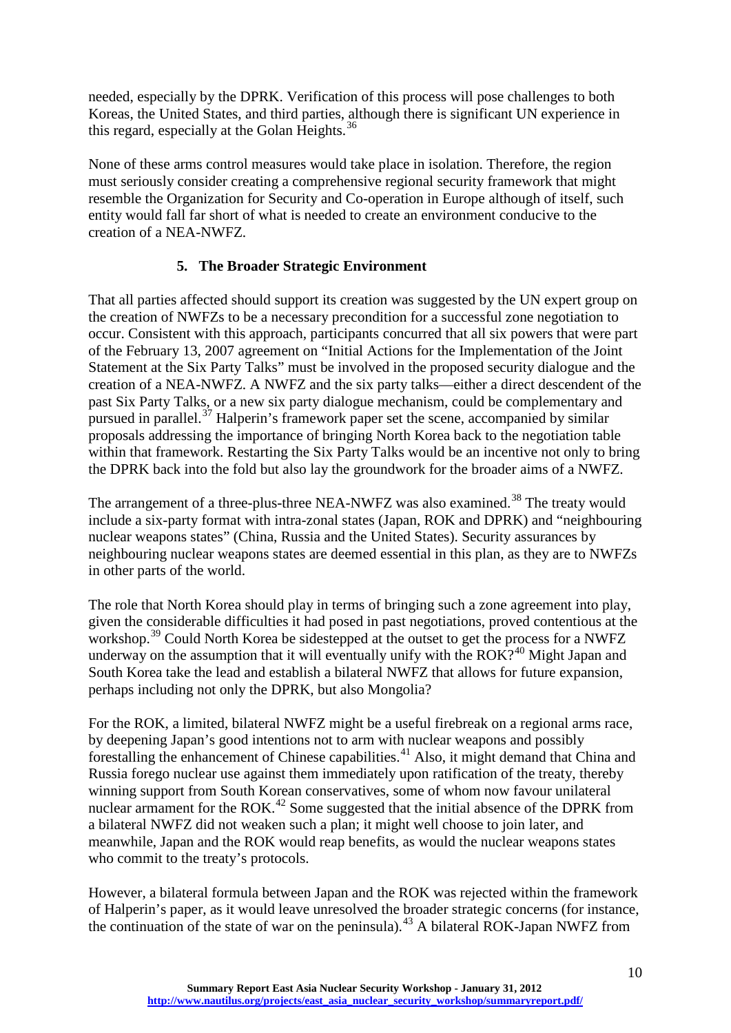needed, especially by the DPRK. Verification of this process will pose challenges to both Koreas, the United States, and third parties, although there is significant UN experience in this regard, especially at the Golan Heights.[36]

None of these arms control measures would take place in isolation. Therefore, the region must seriously consider creating a comprehensive regional security framework that might resemble the Organization for Security and Co-operation in Europe although of itself, such entity would fall far short of what is needed to create an environment conducive to the creation of a NEA-NWFZ.

## 5. The Broader Strategic Environment

That all parties affected should support its creation was suggested by the UN expert group on the creation of NWFZs to be a necessary precondition for a successful zone negotiation to occur. Consistent with this approach, participants concurred that all six powers that were part of the February 13, 2007 agreement on "Initial Actions for the Implementation of the Joint Statement at the Six Party Talks" must be involved in the proposed security dialogue and the creation of a NEA-NWFZ. A NWFZ and the six party talks—either a direct descendent of the past Six Party Talks, or a new six party dialogue mechanism, could be complementary and pursued in parallel.[37] Halperin's framework paper set the scene, accompanied by similar proposals addressing the importance of bringing North Korea back to the negotiation table within that framework. Restarting the Six Party Talks would be an incentive not only to bring the DPRK back into the fold but also lay the groundwork for the broader aims of a NWFZ.

The arrangement of a three-plus-three NEA-NWFZ was also examined.[38] The treaty would include a six-party format with intra-zonal states (Japan, ROK and DPRK) and "neighbouring nuclear weapons states" (China, Russia and the United States). Security assurances by neighbouring nuclear weapons states are deemed essential in this plan, as they are to NWFZs in other parts of the world.

The role that North Korea should play in terms of bringing such a zone agreement into play, given the considerable difficulties it had posed in past negotiations, proved contentious at the workshop.[39] Could North Korea be sidestepped at the outset to get the process for a NWFZ underway on the assumption that it will eventually unify with the ROK?[40] Might Japan and South Korea take the lead and establish a bilateral NWFZ that allows for future expansion, perhaps including not only the DPRK, but also Mongolia?

For the ROK, a limited, bilateral NWFZ might be a useful firebreak on a regional arms race, by deepening Japan's good intentions not to arm with nuclear weapons and possibly forestalling the enhancement of Chinese capabilities.[41] Also, it might demand that China and Russia forego nuclear use against them immediately upon ratification of the treaty, thereby winning support from South Korean conservatives, some of whom now favour unilateral nuclear armament for the ROK.[42] Some suggested that the initial absence of the DPRK from a bilateral NWFZ did not weaken such a plan; it might well choose to join later, and meanwhile, Japan and the ROK would reap benefits, as would the nuclear weapons states who commit to the treaty's protocols.

However, a bilateral formula between Japan and the ROK was rejected within the framework of Halperin's paper, as it would leave unresolved the broader strategic concerns (for instance, the continuation of the state of war on the peninsula).[43] A bilateral ROK-Japan NWFZ from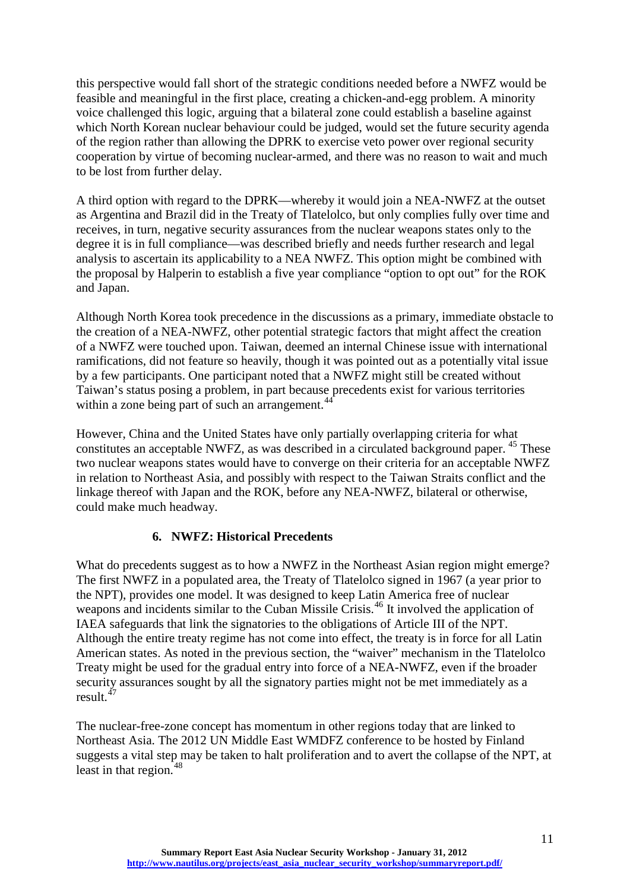this perspective would fall short of the strategic conditions needed before a NWFZ would be feasible and meaningful in the first place, creating a chicken-and-egg problem. A minority voice challenged this logic, arguing that a bilateral zone could establish a baseline against which North Korean nuclear behaviour could be judged, would set the future security agenda of the region rather than allowing the DPRK to exercise veto power over regional security cooperation by virtue of becoming nuclear-armed, and there was no reason to wait and much to be lost from further delay.

A third option with regard to the DPRK—whereby it would join a NEA-NWFZ at the outset as Argentina and Brazil did in the Treaty of Tlatelolco, but only complies fully over time and receives, in turn, negative security assurances from the nuclear weapons states only to the degree it is in full compliance—was described briefly and needs further research and legal analysis to ascertain its applicability to a NEA NWFZ. This option might be combined with the proposal by Halperin to establish a five year compliance "option to opt out" for the ROK and Japan.

Although North Korea took precedence in the discussions as a primary, immediate obstacle to the creation of a NEA-NWFZ, other potential strategic factors that might affect the creation of a NWFZ were touched upon. Taiwan, deemed an internal Chinese issue with international ramifications, did not feature so heavily, though it was pointed out as a potentially vital issue by a few participants. One participant noted that a NWFZ might still be created without Taiwan's status posing a problem, in part because precedents exist for various territories within a zone being part of such an arrangement.[44]

However, China and the United States have only partially overlapping criteria for what constitutes an acceptable NWFZ, as was described in a circulated background paper.[45] These two nuclear weapons states would have to converge on their criteria for an acceptable NWFZ in relation to Northeast Asia, and possibly with respect to the Taiwan Straits conflict and the linkage thereof with Japan and the ROK, before any NEA-NWFZ, bilateral or otherwise, could make much headway.

## 6. NWFZ: Historical Precedents

What do precedents suggest as to how a NWFZ in the Northeast Asian region might emerge? The first NWFZ in a populated area, the Treaty of Tlatelolco signed in 1967 (a year prior to the NPT), provides one model. It was designed to keep Latin America free of nuclear weapons and incidents similar to the Cuban Missile Crisis.[46] It involved the application of IAEA safeguards that link the signatories to the obligations of Article III of the NPT. Although the entire treaty regime has not come into effect, the treaty is in force for all Latin American states. As noted in the previous section, the "waiver" mechanism in the Tlatelolco Treaty might be used for the gradual entry into force of a NEA-NWFZ, even if the broader security assurances sought by all the signatory parties might not be met immediately as a result.[47]

The nuclear-free-zone concept has momentum in other regions today that are linked to Northeast Asia. The 2012 UN Middle East WMDFZ conference to be hosted by Finland suggests a vital step may be taken to halt proliferation and to avert the collapse of the NPT, at least in that region.[48]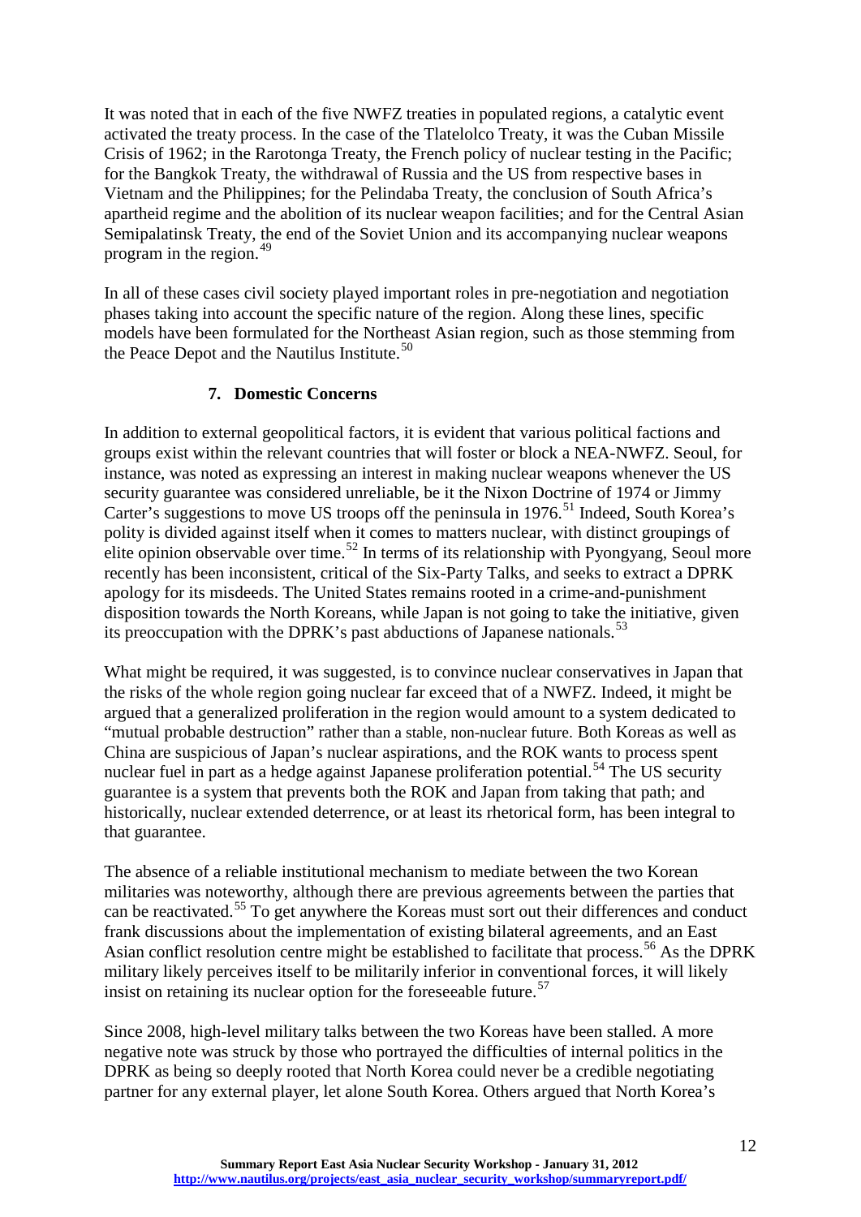It was noted that in each of the five NWFZ treaties in populated regions, a catalytic event activated the treaty process. In the case of the Tlatelolco Treaty, it was the Cuban Missile Crisis of 1962; in the Rarotonga Treaty, the French policy of nuclear testing in the Pacific; for the Bangkok Treaty, the withdrawal of Russia and the US from respective bases in Vietnam and the Philippines; for the Pelindaba Treaty, the conclusion of South Africa's apartheid regime and the abolition of its nuclear weapon facilities; and for the Central Asian Semipalatinsk Treaty, the end of the Soviet Union and its accompanying nuclear weapons program in the region.[49]

In all of these cases civil society played important roles in pre-negotiation and negotiation phases taking into account the specific nature of the region. Along these lines, specific models have been formulated for the Northeast Asian region, such as those stemming from the Peace Depot and the Nautilus Institute.[50]

## 7. Domestic Concerns

In addition to external geopolitical factors, it is evident that various political factions and groups exist within the relevant countries that will foster or block a NEA-NWFZ. Seoul, for instance, was noted as expressing an interest in making nuclear weapons whenever the US security guarantee was considered unreliable, be it the Nixon Doctrine of 1974 or Jimmy Carter's suggestions to move US troops off the peninsula in 1976.[51] Indeed, South Korea's polity is divided against itself when it comes to matters nuclear, with distinct groupings of elite opinion observable over time.[52] In terms of its relationship with Pyongyang, Seoul more recently has been inconsistent, critical of the Six-Party Talks, and seeks to extract a DPRK apology for its misdeeds. The United States remains rooted in a crime-and-punishment disposition towards the North Koreans, while Japan is not going to take the initiative, given its preoccupation with the DPRK's past abductions of Japanese nationals.[53]

What might be required, it was suggested, is to convince nuclear conservatives in Japan that the risks of the whole region going nuclear far exceed that of a NWFZ. Indeed, it might be argued that a generalized proliferation in the region would amount to a system dedicated to "mutual probable destruction" rather than a stable, non-nuclear future. Both Koreas as well as China are suspicious of Japan's nuclear aspirations, and the ROK wants to process spent nuclear fuel in part as a hedge against Japanese proliferation potential.[54] The US security guarantee is a system that prevents both the ROK and Japan from taking that path; and historically, nuclear extended deterrence, or at least its rhetorical form, has been integral to that guarantee.

The absence of a reliable institutional mechanism to mediate between the two Korean militaries was noteworthy, although there are previous agreements between the parties that can be reactivated.[55] To get anywhere the Koreas must sort out their differences and conduct frank discussions about the implementation of existing bilateral agreements, and an East Asian conflict resolution centre might be established to facilitate that process.[56] As the DPRK military likely perceives itself to be militarily inferior in conventional forces, it will likely insist on retaining its nuclear option for the foreseeable future.[57]

Since 2008, high-level military talks between the two Koreas have been stalled. A more negative note was struck by those who portrayed the difficulties of internal politics in the DPRK as being so deeply rooted that North Korea could never be a credible negotiating partner for any external player, let alone South Korea. Others argued that North Korea's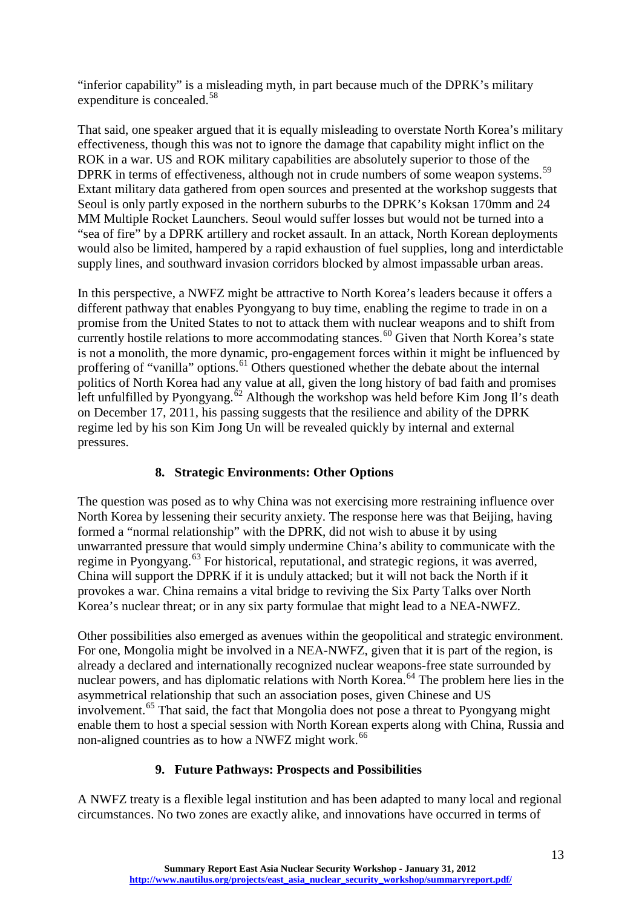"inferior capability" is a misleading myth, in part because much of the DPRK's military expenditure is concealed.[58]

That said, one speaker argued that it is equally misleading to overstate North Korea's military effectiveness, though this was not to ignore the damage that capability might inflict on the ROK in a war. US and ROK military capabilities are absolutely superior to those of the DPRK in terms of effectiveness, although not in crude numbers of some weapon systems.[59] Extant military data gathered from open sources and presented at the workshop suggests that Seoul is only partly exposed in the northern suburbs to the DPRK's Koksan 170mm and 24 MM Multiple Rocket Launchers. Seoul would suffer losses but would not be turned into a "sea of fire" by a DPRK artillery and rocket assault. In an attack, North Korean deployments would also be limited, hampered by a rapid exhaustion of fuel supplies, long and interdictable supply lines, and southward invasion corridors blocked by almost impassable urban areas.

In this perspective, a NWFZ might be attractive to North Korea's leaders because it offers a different pathway that enables Pyongyang to buy time, enabling the regime to trade in on a promise from the United States to not to attack them with nuclear weapons and to shift from currently hostile relations to more accommodating stances.[60] Given that North Korea's state is not a monolith, the more dynamic, pro-engagement forces within it might be influenced by proffering of "vanilla" options.[61] Others questioned whether the debate about the internal politics of North Korea had any value at all, given the long history of bad faith and promises left unfulfilled by Pyongyang.[62] Although the workshop was held before Kim Jong Il's death on December 17, 2011, his passing suggests that the resilience and ability of the DPRK regime led by his son Kim Jong Un will be revealed quickly by internal and external pressures.

## 8. Strategic Environments: Other Options

The question was posed as to why China was not exercising more restraining influence over North Korea by lessening their security anxiety. The response here was that Beijing, having formed a "normal relationship" with the DPRK, did not wish to abuse it by using unwarranted pressure that would simply undermine China's ability to communicate with the regime in Pyongyang.[63] For historical, reputational, and strategic regions, it was averred, China will support the DPRK if it is unduly attacked; but it will not back the North if it provokes a war. China remains a vital bridge to reviving the Six Party Talks over North Korea's nuclear threat; or in any six party formulae that might lead to a NEA-NWFZ.

Other possibilities also emerged as avenues within the geopolitical and strategic environment. For one, Mongolia might be involved in a NEA-NWFZ, given that it is part of the region, is already a declared and internationally recognized nuclear weapons-free state surrounded by nuclear powers, and has diplomatic relations with North Korea.[64] The problem here lies in the asymmetrical relationship that such an association poses, given Chinese and US involvement.[65] That said, the fact that Mongolia does not pose a threat to Pyongyang might enable them to host a special session with North Korean experts along with China, Russia and non-aligned countries as to how a NWFZ might work.[66]

## 9. Future Pathways: Prospects and Possibilities

A NWFZ treaty is a flexible legal institution and has been adapted to many local and regional circumstances. No two zones are exactly alike, and innovations have occurred in terms of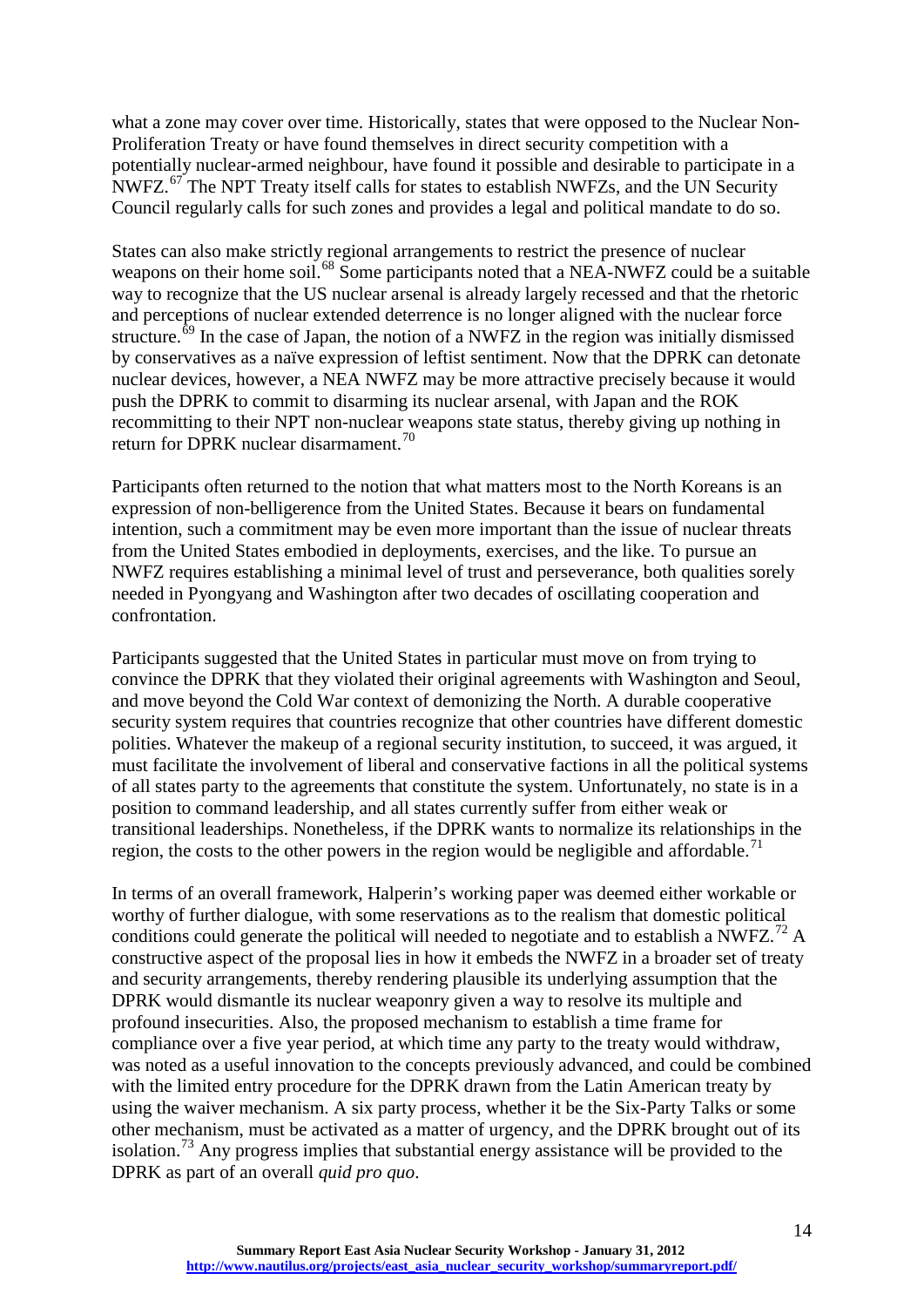what a zone may cover over time. Historically, states that were opposed to the Nuclear Non-Proliferation Treaty or have found themselves in direct security competition with a potentially nuclear-armed neighbour, have found it possible and desirable to participate in a NWFZ.[67] The NPT Treaty itself calls for states to establish NWFZs, and the UN Security Council regularly calls for such zones and provides a legal and political mandate to do so.

States can also make strictly regional arrangements to restrict the presence of nuclear weapons on their home soil.[68] Some participants noted that a NEA-NWFZ could be a suitable way to recognize that the US nuclear arsenal is already largely recessed and that the rhetoric and perceptions of nuclear extended deterrence is no longer aligned with the nuclear force structure.[69] In the case of Japan, the notion of a NWFZ in the region was initially dismissed by conservatives as a naïve expression of leftist sentiment. Now that the DPRK can detonate nuclear devices, however, a NEA NWFZ may be more attractive precisely because it would push the DPRK to commit to disarming its nuclear arsenal, with Japan and the ROK recommitting to their NPT non-nuclear weapons state status, thereby giving up nothing in return for DPRK nuclear disarmament.[70]

Participants often returned to the notion that what matters most to the North Koreans is an expression of non-belligerence from the United States. Because it bears on fundamental intention, such a commitment may be even more important than the issue of nuclear threats from the United States embodied in deployments, exercises, and the like. To pursue an NWFZ requires establishing a minimal level of trust and perseverance, both qualities sorely needed in Pyongyang and Washington after two decades of oscillating cooperation and confrontation.

Participants suggested that the United States in particular must move on from trying to convince the DPRK that they violated their original agreements with Washington and Seoul, and move beyond the Cold War context of demonizing the North. A durable cooperative security system requires that countries recognize that other countries have different domestic polities. Whatever the makeup of a regional security institution, to succeed, it was argued, it must facilitate the involvement of liberal and conservative factions in all the political systems of all states party to the agreements that constitute the system. Unfortunately, no state is in a position to command leadership, and all states currently suffer from either weak or transitional leaderships. Nonetheless, if the DPRK wants to normalize its relationships in the region, the costs to the other powers in the region would be negligible and affordable.[71]

In terms of an overall framework, Halperin's working paper was deemed either workable or worthy of further dialogue, with some reservations as to the realism that domestic political conditions could generate the political will needed to negotiate and to establish a NWFZ.[72] A constructive aspect of the proposal lies in how it embeds the NWFZ in a broader set of treaty and security arrangements, thereby rendering plausible its underlying assumption that the DPRK would dismantle its nuclear weaponry given a way to resolve its multiple and profound insecurities. Also, the proposed mechanism to establish a time frame for compliance over a five year period, at which time any party to the treaty would withdraw, was noted as a useful innovation to the concepts previously advanced, and could be combined with the limited entry procedure for the DPRK drawn from the Latin American treaty by using the waiver mechanism. A six party process, whether it be the Six-Party Talks or some other mechanism, must be activated as a matter of urgency, and the DPRK brought out of its isolation.[73] Any progress implies that substantial energy assistance will be provided to the DPRK as part of an overall *quid pro quo*.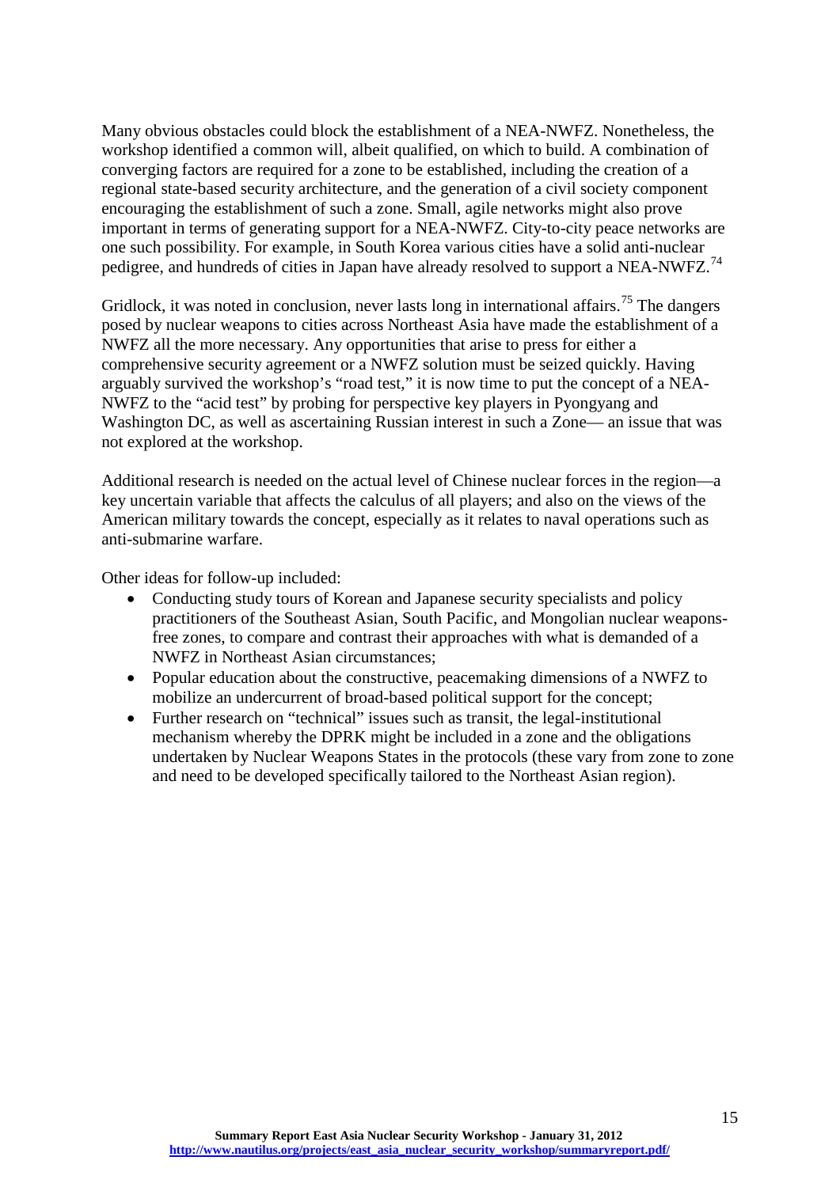Many obvious obstacles could block the establishment of a NEA-NWFZ. Nonetheless, the workshop identified a common will, albeit qualified, on which to build. A combination of converging factors are required for a zone to be established, including the creation of a regional state-based security architecture, and the generation of a civil society component encouraging the establishment of such a zone. Small, agile networks might also prove important in terms of generating support for a NEA-NWFZ. City-to-city peace networks are one such possibility. For example, in South Korea various cities have a solid anti-nuclear pedigree, and hundreds of cities in Japan have already resolved to support a NEA-NWFZ.[74]

Gridlock, it was noted in conclusion, never lasts long in international affairs.[75] The dangers posed by nuclear weapons to cities across Northeast Asia have made the establishment of a NWFZ all the more necessary. Any opportunities that arise to press for either a comprehensive security agreement or a NWFZ solution must be seized quickly. Having arguably survived the workshop's "road test," it is now time to put the concept of a NEA-NWFZ to the "acid test" by probing for perspective key players in Pyongyang and Washington DC, as well as ascertaining Russian interest in such a Zone— an issue that was not explored at the workshop.

Additional research is needed on the actual level of Chinese nuclear forces in the region—a key uncertain variable that affects the calculus of all players; and also on the views of the American military towards the concept, especially as it relates to naval operations such as anti-submarine warfare.

Other ideas for follow-up included:

- Conducting study tours of Korean and Japanese security specialists and policy practitioners of the Southeast Asian, South Pacific, and Mongolian nuclear weapons-free zones, to compare and contrast their approaches with what is demanded of a NWFZ in Northeast Asian circumstances;
- Popular education about the constructive, peacemaking dimensions of a NWFZ to mobilize an undercurrent of broad-based political support for the concept;
- Further research on "technical" issues such as transit, the legal-institutional mechanism whereby the DPRK might be included in a zone and the obligations undertaken by Nuclear Weapons States in the protocols (these vary from zone to zone and need to be developed specifically tailored to the Northeast Asian region).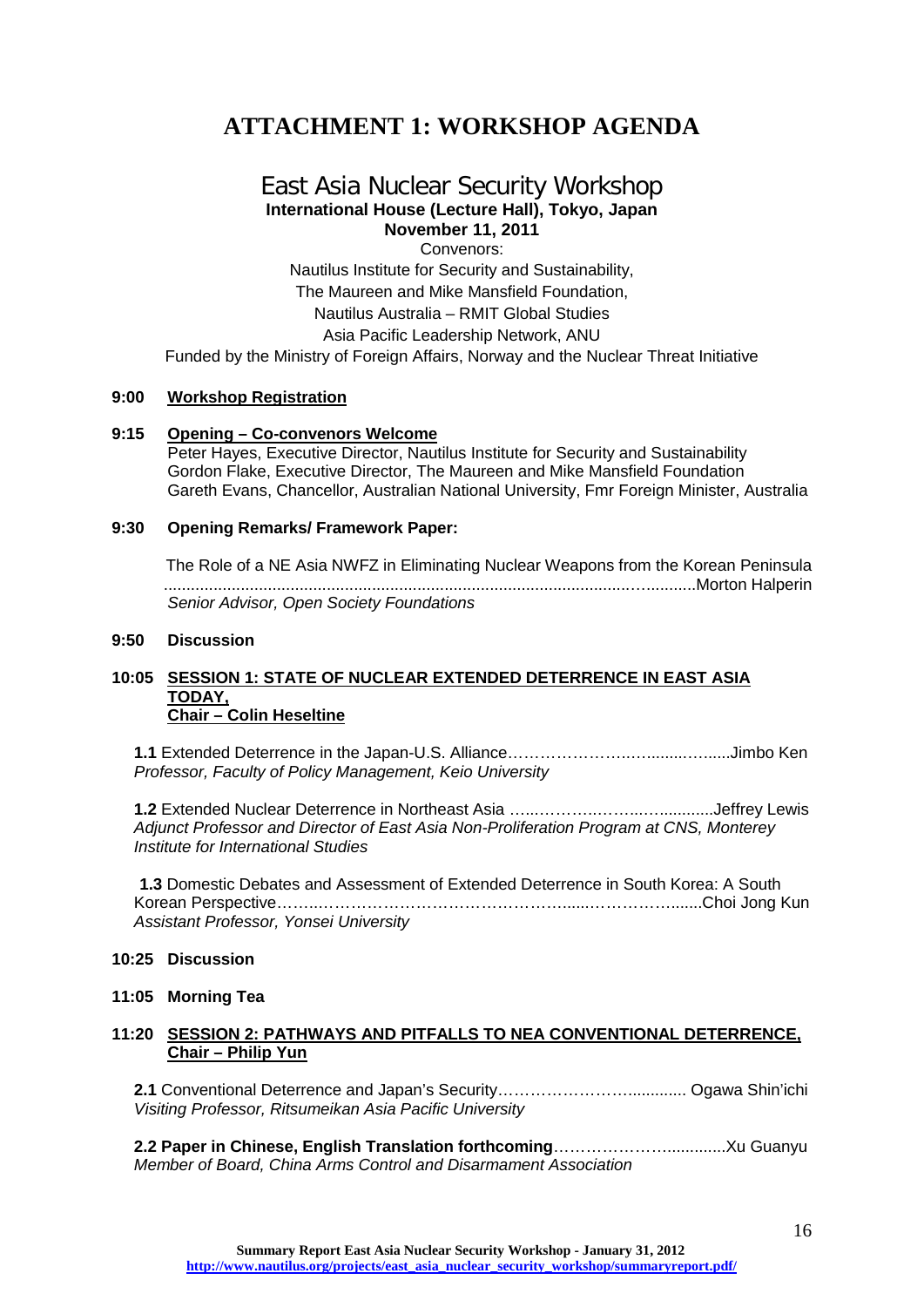# ATTACHMENT 1: WORKSHOP AGENDA

## East Asia Nuclear Security Workshop

**International House (Lecture Hall), Tokyo, Japan**
**November 11, 2011**

Convenors:
Nautilus Institute for Security and Sustainability,
The Maureen and Mike Mansfield Foundation,
Nautilus Australia – RMIT Global Studies
Asia Pacific Leadership Network, ANU
Funded by the Ministry of Foreign Affairs, Norway and the Nuclear Threat Initiative

**9:00 Workshop Registration**

**9:15 Opening – Co-convenors Welcome**
Peter Hayes, Executive Director, Nautilus Institute for Security and Sustainability
Gordon Flake, Executive Director, The Maureen and Mike Mansfield Foundation
Gareth Evans, Chancellor, Australian National University, Fmr Foreign Minister, Australia

**9:30 Opening Remarks/ Framework Paper:**

The Role of a NE Asia NWFZ in Eliminating Nuclear Weapons from the Korean Peninsula ........................................................................................................Morton Halperin
*Senior Advisor, Open Society Foundations*

**9:50 Discussion**

**10:05 SESSION 1: STATE OF NUCLEAR EXTENDED DETERRENCE IN EAST ASIA TODAY,**
**Chair – Colin Heseltine**

**1.1** Extended Deterrence in the Japan-U.S. Alliance…………………….…........….......Jimbo Ken
*Professor, Faculty of Policy Management, Keio University*

**1.2** Extended Nuclear Deterrence in Northeast Asia …...……….……..…...........Jeffrey Lewis
*Adjunct Professor and Director of East Asia Non-Proliferation Program at CNS, Monterey Institute for International Studies*

**1.3** Domestic Debates and Assessment of Extended Deterrence in South Korea: A South Korean Perspective……..……………………………………......…………….......Choi Jong Kun
*Assistant Professor, Yonsei University*

**10:25 Discussion**

**11:05 Morning Tea**

**11:20 SESSION 2: PATHWAYS AND PITFALLS TO NEA CONVENTIONAL DETERRENCE,**
**Chair – Philip Yun**

**2.1** Conventional Deterrence and Japan's Security……………………............ Ogawa Shin'ichi
*Visiting Professor, Ritsumeikan Asia Pacific University*

**2.2 Paper in Chinese, English Translation forthcoming**……….………….............Xu Guanyu
*Member of Board, China Arms Control and Disarmament Association*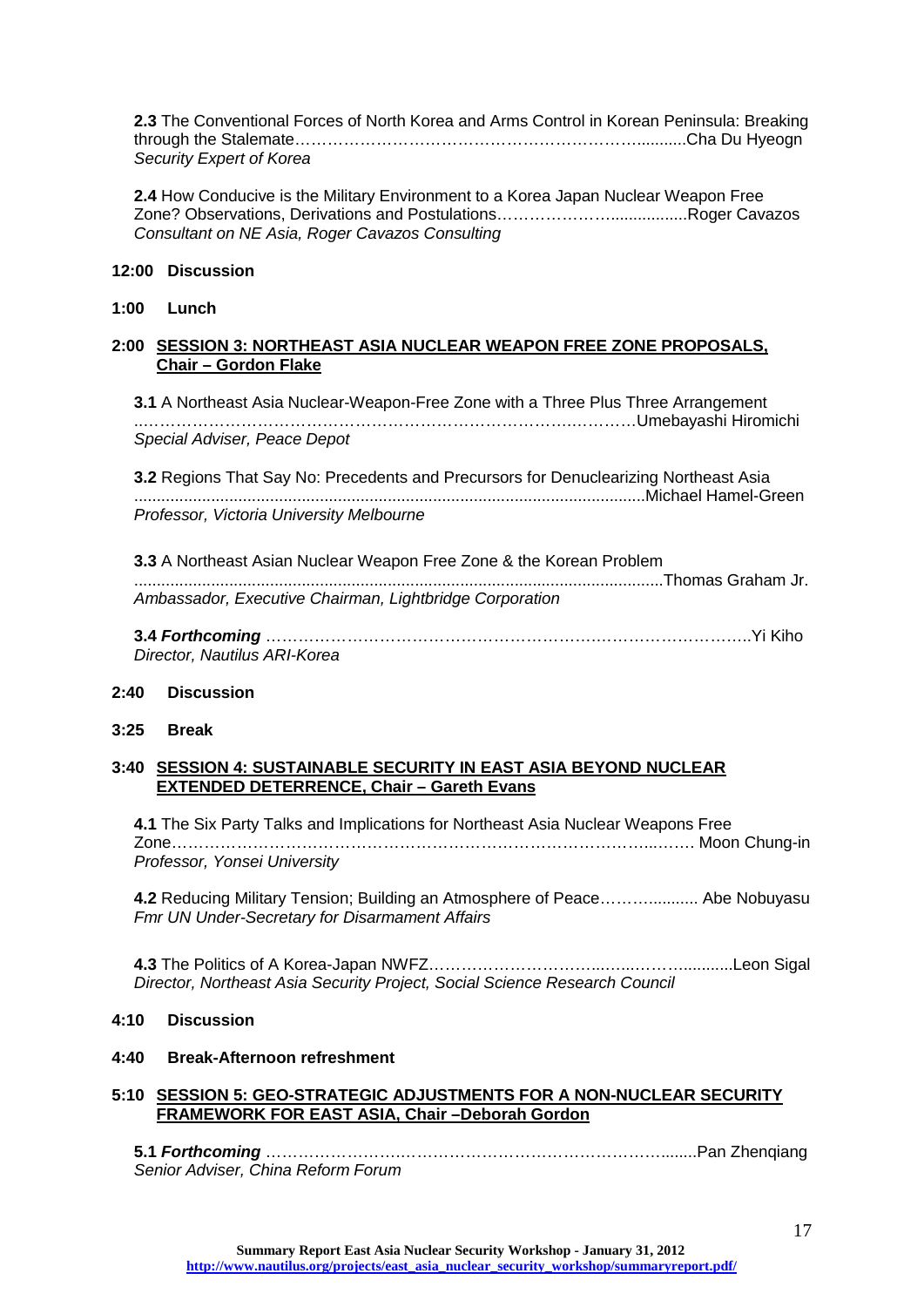**2.3** The Conventional Forces of North Korea and Arms Control in Korean Peninsula: Breaking through the Stalemate…………………………………………………………...........Cha Du Hyeogn
*Security Expert of Korea*

**2.4** How Conducive is the Military Environment to a Korea Japan Nuclear Weapon Free Zone? Observations, Derivations and Postulations…………………..................Roger Cavazos
*Consultant on NE Asia, Roger Cavazos Consulting*

**12:00 Discussion**

**1:00 Lunch**

**2:00 SESSION 3: NORTHEAST ASIA NUCLEAR WEAPON FREE ZONE PROPOSALS, Chair – Gordon Flake**

**3.1** A Northeast Asia Nuclear-Weapon-Free Zone with a Three Plus Three Arrangement ..…………………………………………………………………….…………Umebayashi Hiromichi
*Special Adviser, Peace Depot*

**3.2** Regions That Say No: Precedents and Precursors for Denuclearizing Northeast Asia ...................................................................................................................Michael Hamel-Green
*Professor, Victoria University Melbourne*

**3.3** A Northeast Asian Nuclear Weapon Free Zone & the Korean Problem ....................................................................................................................Thomas Graham Jr.
*Ambassador, Executive Chairman, Lightbridge Corporation*

**3.4** ***Forthcoming*** ……….………………………………………….……………………..Yi Kiho
*Director, Nautilus ARI-Korea*

**2:40 Discussion**

**3:25 Break**

**3:40 SESSION 4: SUSTAINABLE SECURITY IN EAST ASIA BEYOND NUCLEAR EXTENDED DETERRENCE, Chair – Gareth Evans**

**4.1** The Six Party Talks and Implications for Northeast Asia Nuclear Weapons Free Zone……………………………………………………………………………...……. Moon Chung-in
*Professor, Yonsei University*

**4.2** Reducing Military Tension; Building an Atmosphere of Peace……........... Abe Nobuyasu
*Fmr UN Under-Secretary for Disarmament Affairs*

**4.3** The Politics of A Korea-Japan NWFZ……………………….....…...……...........Leon Sigal
*Director, Northeast Asia Security Project, Social Science Research Council*

**4:10 Discussion**

**4:40 Break-Afternoon refreshment**

**5:10 SESSION 5: GEO-STRATEGIC ADJUSTMENTS FOR A NON-NUCLEAR SECURITY FRAMEWORK FOR EAST ASIA, Chair –Deborah Gordon**

**5.1** ***Forthcoming*** ………………………………………………………………........Pan Zhenqiang
*Senior Adviser, China Reform Forum*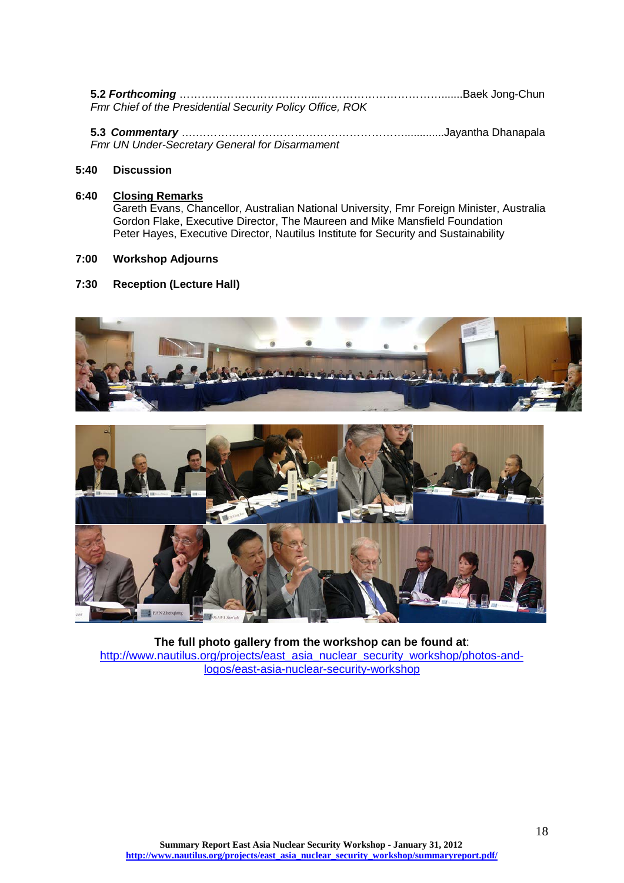**5.2** ***Forthcoming*** …………………………………...…………………………………........Baek Jong-Chun
*Fmr Chief of the Presidential Security Policy Office, ROK*

**5.3** ***Commentary*** ………………………………………………………….............Jayantha Dhanapala
*Fmr UN Under-Secretary General for Disarmament*

**5:40 Discussion**

**6:40 Closing Remarks**

Gareth Evans, Chancellor, Australian National University, Fmr Foreign Minister, Australia
Gordon Flake, Executive Director, The Maureen and Mike Mansfield Foundation
Peter Hayes, Executive Director, Nautilus Institute for Security and Sustainability

**7:00 Workshop Adjourns**

**7:30 Reception (Lecture Hall)**

**The full photo gallery from the workshop can be found at**:
http://www.nautilus.org/projects/east_asia_nuclear_security_workshop/photos-and-logos/east-asia-nuclear-security-workshop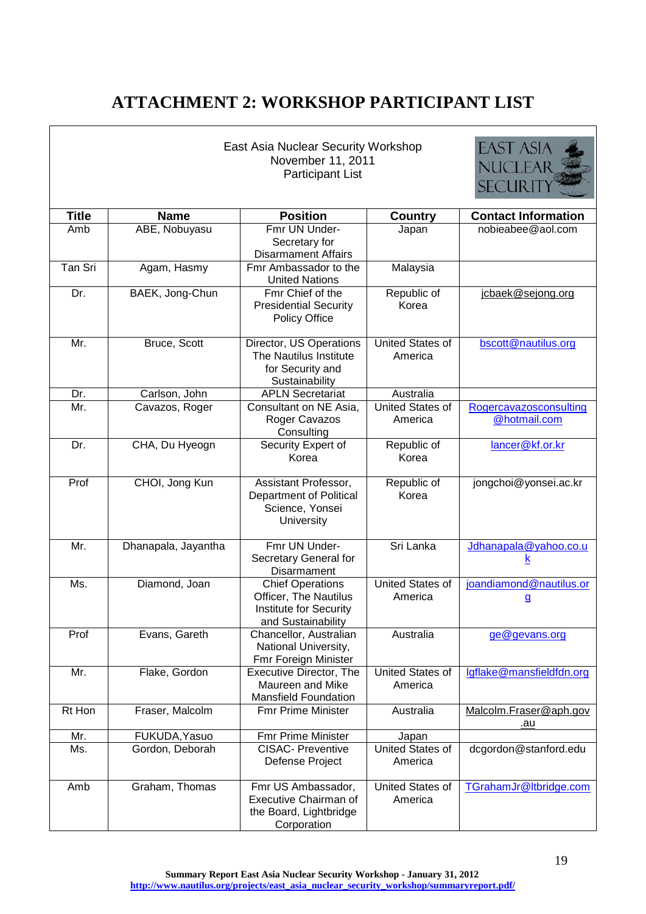# ATTACHMENT 2: WORKSHOP PARTICIPANT LIST

East Asia Nuclear Security Workshop
November 11, 2011
Participant List

| Title | Name | Position | Country | Contact Information |
|---|---|---|---|---|
| Amb | ABE, Nobuyasu | Fmr UN Under-Secretary for Disarmament Affairs | Japan | nobieabee@aol.com |
| Tan Sri | Agam, Hasmy | Fmr Ambassador to the United Nations | Malaysia | |
| Dr. | BAEK, Jong-Chun | Fmr Chief of the Presidential Security Policy Office | Republic of Korea | jcbaek@sejong.org |
| Mr. | Bruce, Scott | Director, US Operations The Nautilus Institute for Security and Sustainability | United States of America | bscott@nautilus.org |
| Dr. | Carlson, John | APLN Secretariat | Australia | |
| Mr. | Cavazos, Roger | Consultant on NE Asia, Roger Cavazos Consulting | United States of America | Rogercavazosconsulting@hotmail.com |
| Dr. | CHA, Du Hyeogn | Security Expert of Korea | Republic of Korea | lancer@kf.or.kr |
| Prof | CHOI, Jong Kun | Assistant Professor, Department of Political Science, Yonsei University | Republic of Korea | jongchoi@yonsei.ac.kr |
| Mr. | Dhanapala, Jayantha | Fmr UN Under-Secretary General for Disarmament | Sri Lanka | Jdhanapala@yahoo.co.uk |
| Ms. | Diamond, Joan | Chief Operations Officer, The Nautilus Institute for Security and Sustainability | United States of America | joandiamond@nautilus.org |
| Prof | Evans, Gareth | Chancellor, Australian National University, Fmr Foreign Minister | Australia | ge@gevans.org |
| Mr. | Flake, Gordon | Executive Director, The Maureen and Mike Mansfield Foundation | United States of America | lgflake@mansfieldfdn.org |
| Rt Hon | Fraser, Malcolm | Fmr Prime Minister | Australia | Malcolm.Fraser@aph.gov.au |
| Mr. | FUKUDA,Yasuo | Fmr Prime Minister | Japan | |
| Ms. | Gordon, Deborah | CISAC- Preventive Defense Project | United States of America | dcgordon@stanford.edu |
| Amb | Graham, Thomas | Fmr US Ambassador, Executive Chairman of the Board, Lightbridge Corporation | United States of America | TGrahamJr@ltbridge.com |

Summary Report East Asia Nuclear Security Workshop - January 31, 2012
http://www.nautilus.org/projects/east_asia_nuclear_security_workshop/summaryreport.pdf/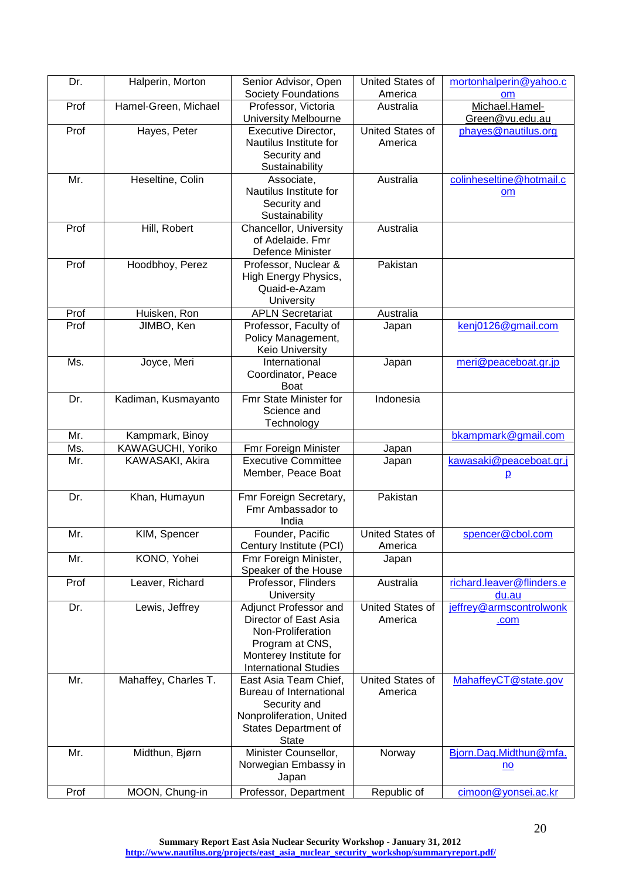| | | | | |
|---|---|---|---|---|
| Dr. | Halperin, Morton | Senior Advisor, Open Society Foundations | United States of America | mortonhalperin@yahoo.com |
| Prof | Hamel-Green, Michael | Professor, Victoria University Melbourne | Australia | Michael.Hamel-Green@vu.edu.au |
| Prof | Hayes, Peter | Executive Director, Nautilus Institute for Security and Sustainability | United States of America | phayes@nautilus.org |
| Mr. | Heseltine, Colin | Associate, Nautilus Institute for Security and Sustainability | Australia | colinheseltine@hotmail.com |
| Prof | Hill, Robert | Chancellor, University of Adelaide. Fmr Defence Minister | Australia | |
| Prof | Hoodbhoy, Perez | Professor, Nuclear & High Energy Physics, Quaid-e-Azam University | Pakistan | |
| Prof | Huisken, Ron | APLN Secretariat | Australia | |
| Prof | JIMBO, Ken | Professor, Faculty of Policy Management, Keio University | Japan | kenj0126@gmail.com |
| Ms. | Joyce, Meri | International Coordinator, Peace Boat | Japan | meri@peaceboat.gr.jp |
| Dr. | Kadiman, Kusmayanto | Fmr State Minister for Science and Technology | Indonesia | |
| Mr. | Kampmark, Binoy | | | bkampmark@gmail.com |
| Ms. | KAWAGUCHI, Yoriko | Fmr Foreign Minister | Japan | |
| Mr. | KAWASAKI, Akira | Executive Committee Member, Peace Boat | Japan | kawasaki@peaceboat.gr.jp |
| Dr. | Khan, Humayun | Fmr Foreign Secretary, Fmr Ambassador to India | Pakistan | |
| Mr. | KIM, Spencer | Founder, Pacific Century Institute (PCI) | United States of America | spencer@cbol.com |
| Mr. | KONO, Yohei | Fmr Foreign Minister, Speaker of the House | Japan | |
| Prof | Leaver, Richard | Professor, Flinders University | Australia | richard.leaver@flinders.edu.au |
| Dr. | Lewis, Jeffrey | Adjunct Professor and Director of East Asia Non-Proliferation Program at CNS, Monterey Institute for International Studies | United States of America | jeffrey@armscontrolwonk.com |
| Mr. | Mahaffey, Charles T. | East Asia Team Chief, Bureau of International Security and Nonproliferation, United States Department of State | United States of America | MahaffeyCT@state.gov |
| Mr. | Midthun, Bjørn | Minister Counsellor, Norwegian Embassy in Japan | Norway | Bjorn.Dag.Midthun@mfa.no |
| Prof | MOON, Chung-in | Professor, Department | Republic of | cimoon@yonsei.ac.kr |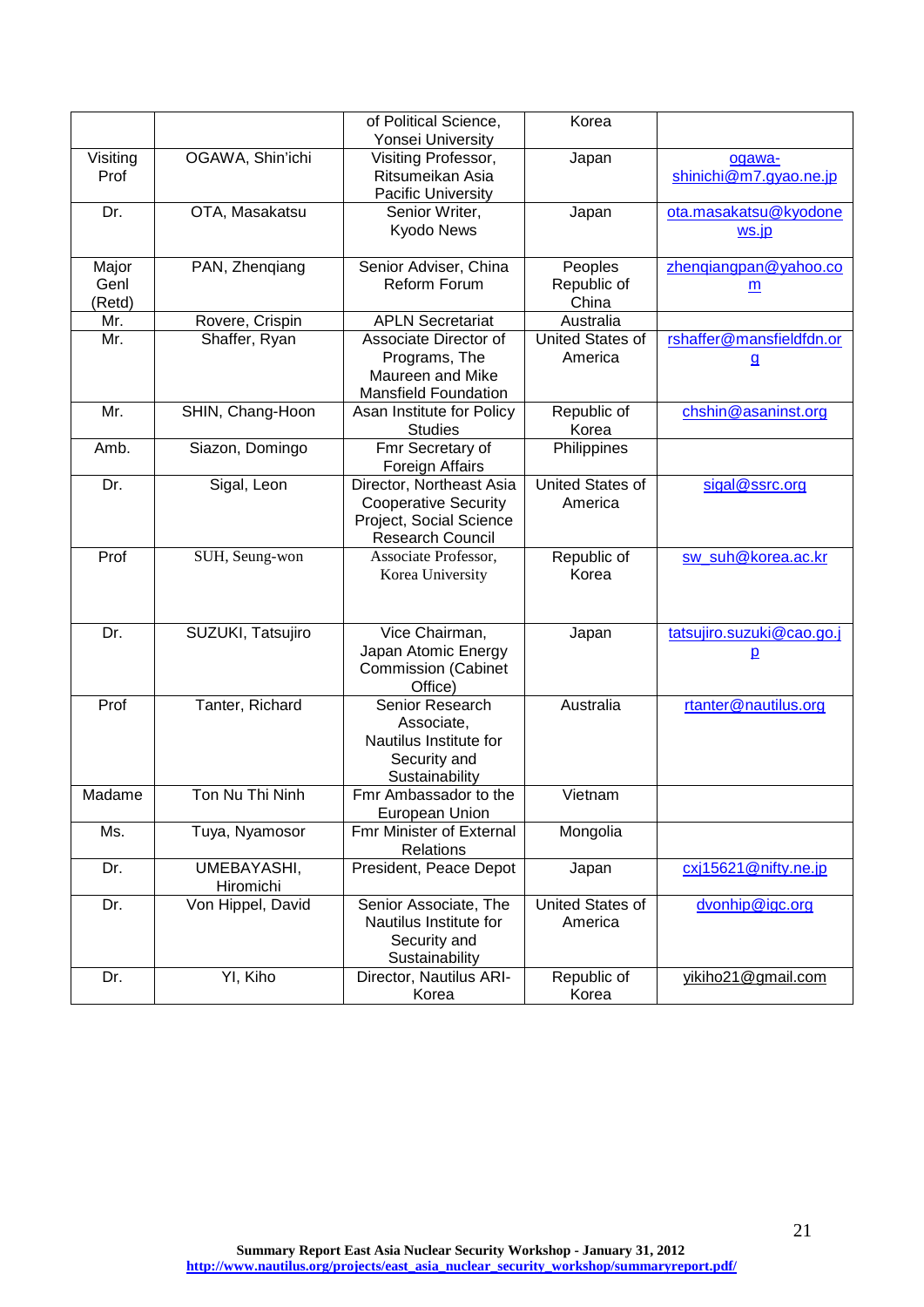| | | of Political Science, Yonsei University | Korea | |
|---|---|---|---|---|
| Visiting Prof | OGAWA, Shin'ichi | Visiting Professor, Ritsumeikan Asia Pacific University | Japan | ogawa-shinichi@m7.gyao.ne.jp |
| Dr. | OTA, Masakatsu | Senior Writer, Kyodo News | Japan | ota.masakatsu@kyodonews.jp |
| Major Genl (Retd) | PAN, Zhenqiang | Senior Adviser, China Reform Forum | Peoples Republic of China | zhenqiangpan@yahoo.com |
| Mr. | Rovere, Crispin | APLN Secretariat | Australia | |
| Mr. | Shaffer, Ryan | Associate Director of Programs, The Maureen and Mike Mansfield Foundation | United States of America | rshaffer@mansfieldfdn.org |
| Mr. | SHIN, Chang-Hoon | Asan Institute for Policy Studies | Republic of Korea | chshin@asaninst.org |
| Amb. | Siazon, Domingo | Fmr Secretary of Foreign Affairs | Philippines | |
| Dr. | Sigal, Leon | Director, Northeast Asia Cooperative Security Project, Social Science Research Council | United States of America | sigal@ssrc.org |
| Prof | SUH, Seung-won | Associate Professor, Korea University | Republic of Korea | sw_suh@korea.ac.kr |
| Dr. | SUZUKI, Tatsujiro | Vice Chairman, Japan Atomic Energy Commission (Cabinet Office) | Japan | tatsujiro.suzuki@cao.go.jp |
| Prof | Tanter, Richard | Senior Research Associate, Nautilus Institute for Security and Sustainability | Australia | rtanter@nautilus.org |
| Madame | Ton Nu Thi Ninh | Fmr Ambassador to the European Union | Vietnam | |
| Ms. | Tuya, Nyamosor | Fmr Minister of External Relations | Mongolia | |
| Dr. | UMEBAYASHI, Hiromichi | President, Peace Depot | Japan | cxj15621@nifty.ne.jp |
| Dr. | Von Hippel, David | Senior Associate, The Nautilus Institute for Security and Sustainability | United States of America | dvonhip@igc.org |
| Dr. | YI, Kiho | Director, Nautilus ARI-Korea | Republic of Korea | yikiho21@gmail.com |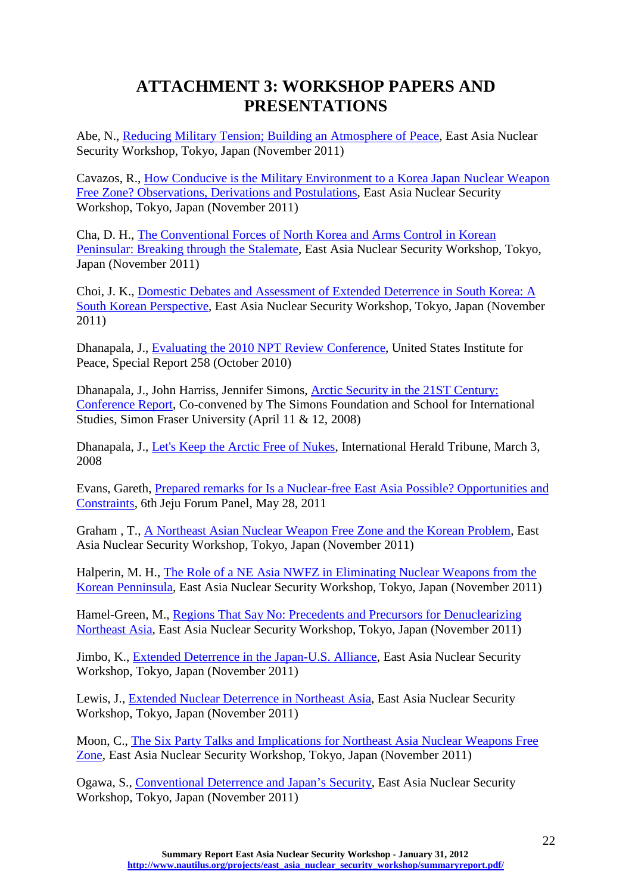# ATTACHMENT 3: WORKSHOP PAPERS AND PRESENTATIONS

Abe, N., Reducing Military Tension; Building an Atmosphere of Peace, East Asia Nuclear Security Workshop, Tokyo, Japan (November 2011)

Cavazos, R., How Conducive is the Military Environment to a Korea Japan Nuclear Weapon Free Zone? Observations, Derivations and Postulations, East Asia Nuclear Security Workshop, Tokyo, Japan (November 2011)

Cha, D. H., The Conventional Forces of North Korea and Arms Control in Korean Peninsular: Breaking through the Stalemate, East Asia Nuclear Security Workshop, Tokyo, Japan (November 2011)

Choi, J. K., Domestic Debates and Assessment of Extended Deterrence in South Korea: A South Korean Perspective, East Asia Nuclear Security Workshop, Tokyo, Japan (November 2011)

Dhanapala, J., Evaluating the 2010 NPT Review Conference, United States Institute for Peace, Special Report 258 (October 2010)

Dhanapala, J., John Harriss, Jennifer Simons, Arctic Security in the 21ST Century: Conference Report, Co-convened by The Simons Foundation and School for International Studies, Simon Fraser University (April 11 & 12, 2008)

Dhanapala, J., Let's Keep the Arctic Free of Nukes, International Herald Tribune, March 3, 2008

Evans, Gareth, Prepared remarks for Is a Nuclear-free East Asia Possible? Opportunities and Constraints, 6th Jeju Forum Panel, May 28, 2011

Graham , T., A Northeast Asian Nuclear Weapon Free Zone and the Korean Problem, East Asia Nuclear Security Workshop, Tokyo, Japan (November 2011)

Halperin, M. H., The Role of a NE Asia NWFZ in Eliminating Nuclear Weapons from the Korean Penninsula, East Asia Nuclear Security Workshop, Tokyo, Japan (November 2011)

Hamel-Green, M., Regions That Say No: Precedents and Precursors for Denuclearizing Northeast Asia, East Asia Nuclear Security Workshop, Tokyo, Japan (November 2011)

Jimbo, K., Extended Deterrence in the Japan-U.S. Alliance, East Asia Nuclear Security Workshop, Tokyo, Japan (November 2011)

Lewis, J., Extended Nuclear Deterrence in Northeast Asia, East Asia Nuclear Security Workshop, Tokyo, Japan (November 2011)

Moon, C., The Six Party Talks and Implications for Northeast Asia Nuclear Weapons Free Zone, East Asia Nuclear Security Workshop, Tokyo, Japan (November 2011)

Ogawa, S., Conventional Deterrence and Japan's Security, East Asia Nuclear Security Workshop, Tokyo, Japan (November 2011)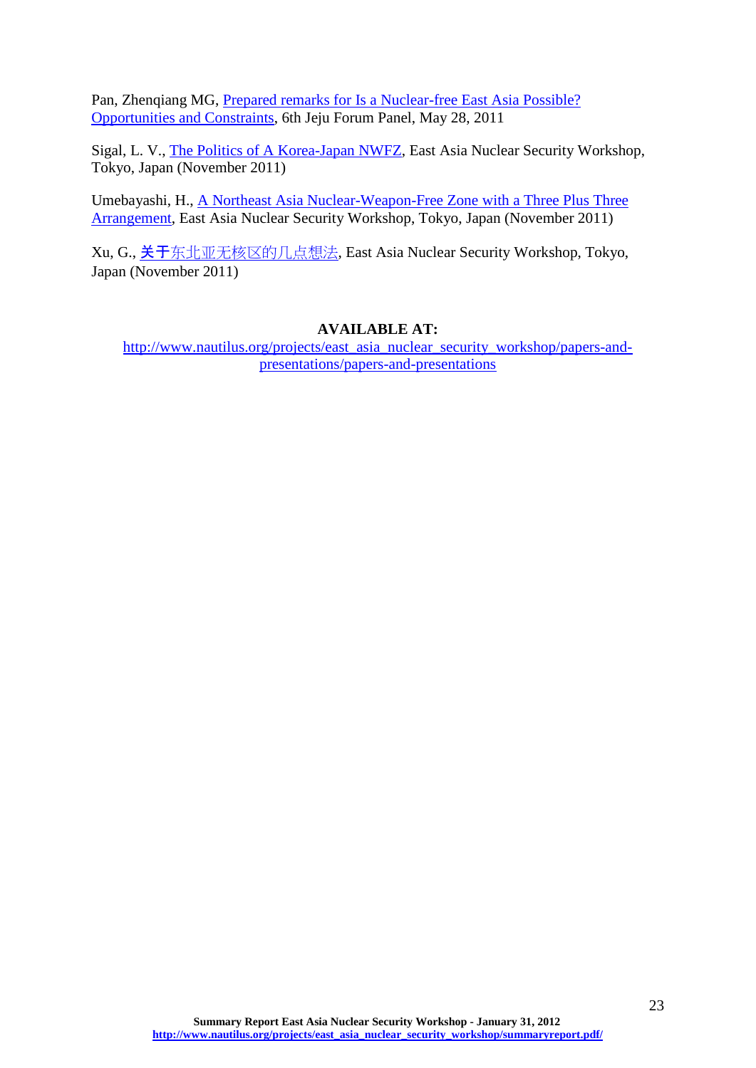Pan, Zhenqiang MG, Prepared remarks for Is a Nuclear-free East Asia Possible? Opportunities and Constraints, 6th Jeju Forum Panel, May 28, 2011

Sigal, L. V., The Politics of A Korea-Japan NWFZ, East Asia Nuclear Security Workshop, Tokyo, Japan (November 2011)

Umebayashi, H., A Northeast Asia Nuclear-Weapon-Free Zone with a Three Plus Three Arrangement, East Asia Nuclear Security Workshop, Tokyo, Japan (November 2011)

Xu, G., 关于东北亚无核区的几点想法, East Asia Nuclear Security Workshop, Tokyo, Japan (November 2011)

**AVAILABLE AT:**
http://www.nautilus.org/projects/east_asia_nuclear_security_workshop/papers-and-presentations/papers-and-presentations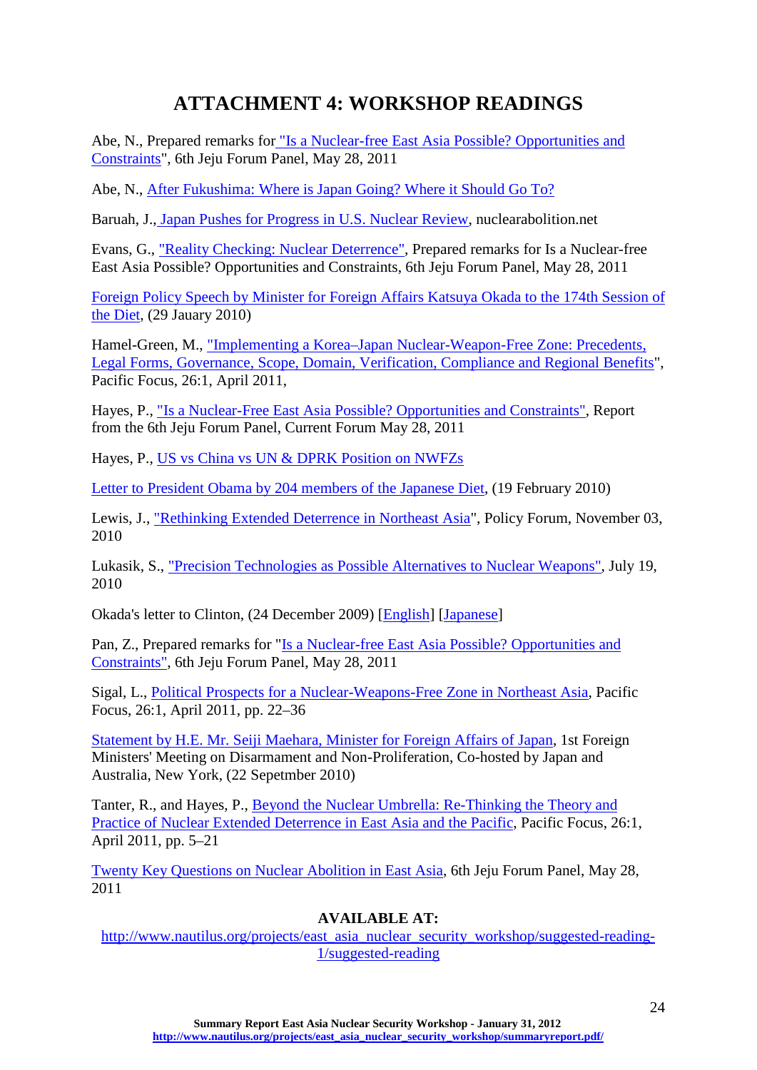# ATTACHMENT 4: WORKSHOP READINGS

Abe, N., Prepared remarks for "Is a Nuclear-free East Asia Possible? Opportunities and Constraints", 6th Jeju Forum Panel, May 28, 2011

Abe, N., After Fukushima: Where is Japan Going? Where it Should Go To?

Baruah, J., Japan Pushes for Progress in U.S. Nuclear Review, nuclearabolition.net

Evans, G., "Reality Checking: Nuclear Deterrence", Prepared remarks for Is a Nuclear-free East Asia Possible? Opportunities and Constraints, 6th Jeju Forum Panel, May 28, 2011

Foreign Policy Speech by Minister for Foreign Affairs Katsuya Okada to the 174th Session of the Diet, (29 Jauary 2010)

Hamel-Green, M., "Implementing a Korea–Japan Nuclear-Weapon-Free Zone: Precedents, Legal Forms, Governance, Scope, Domain, Verification, Compliance and Regional Benefits", Pacific Focus, 26:1, April 2011,

Hayes, P., "Is a Nuclear-Free East Asia Possible? Opportunities and Constraints", Report from the 6th Jeju Forum Panel, Current Forum May 28, 2011

Hayes, P., US vs China vs UN & DPRK Position on NWFZs

Letter to President Obama by 204 members of the Japanese Diet, (19 February 2010)

Lewis, J., "Rethinking Extended Deterrence in Northeast Asia", Policy Forum, November 03, 2010

Lukasik, S., "Precision Technologies as Possible Alternatives to Nuclear Weapons", July 19, 2010

Okada's letter to Clinton, (24 December 2009) [English] [Japanese]

Pan, Z., Prepared remarks for "Is a Nuclear-free East Asia Possible? Opportunities and Constraints", 6th Jeju Forum Panel, May 28, 2011

Sigal, L., Political Prospects for a Nuclear-Weapons-Free Zone in Northeast Asia, Pacific Focus, 26:1, April 2011, pp. 22–36

Statement by H.E. Mr. Seiji Maehara, Minister for Foreign Affairs of Japan, 1st Foreign Ministers' Meeting on Disarmament and Non-Proliferation, Co-hosted by Japan and Australia, New York, (22 Sepetmber 2010)

Tanter, R., and Hayes, P., Beyond the Nuclear Umbrella: Re-Thinking the Theory and Practice of Nuclear Extended Deterrence in East Asia and the Pacific, Pacific Focus, 26:1, April 2011, pp. 5–21

Twenty Key Questions on Nuclear Abolition in East Asia, 6th Jeju Forum Panel, May 28, 2011

**AVAILABLE AT:**

http://www.nautilus.org/projects/east_asia_nuclear_security_workshop/suggested-reading-1/suggested-reading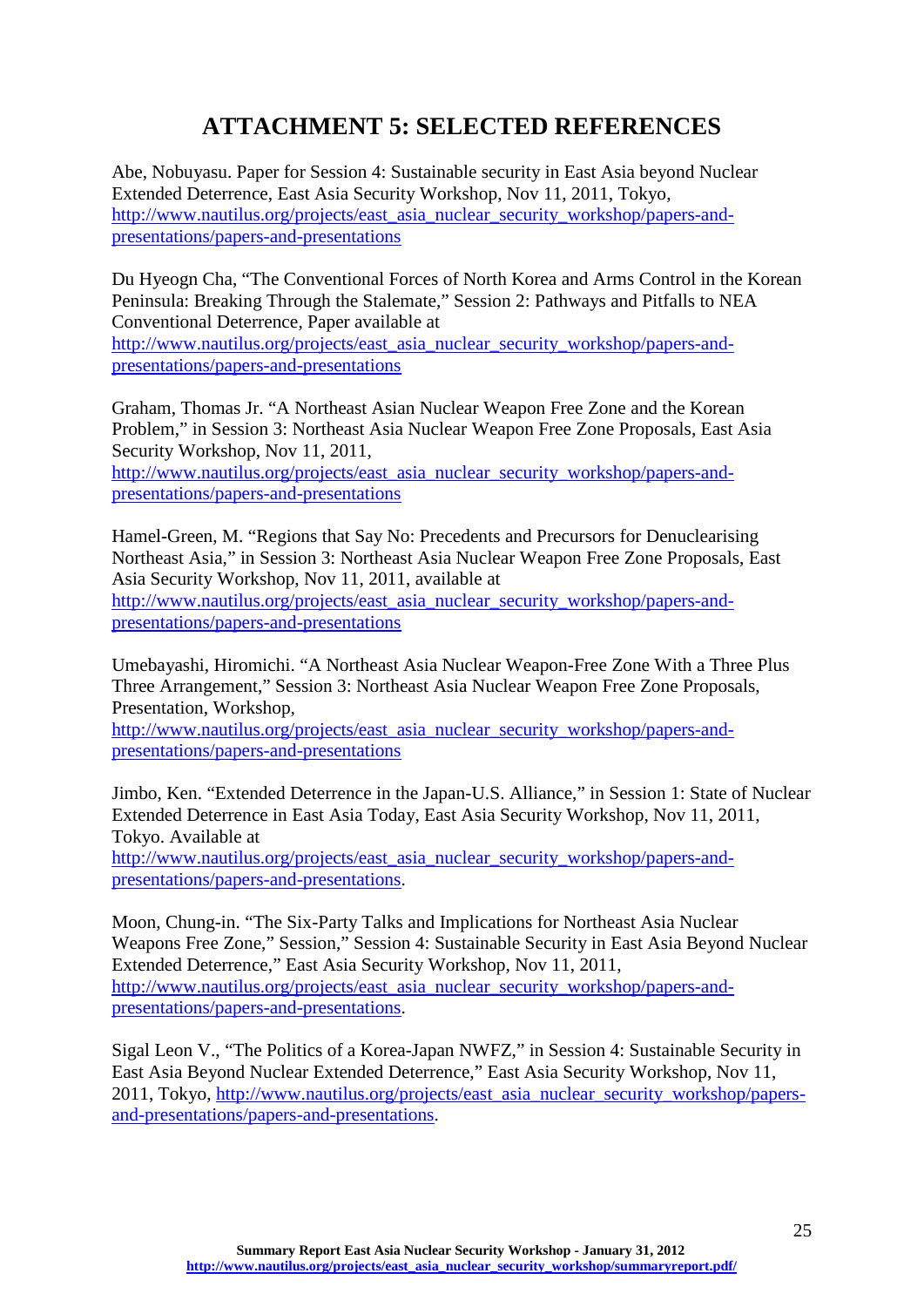# ATTACHMENT 5: SELECTED REFERENCES

Abe, Nobuyasu. Paper for Session 4: Sustainable security in East Asia beyond Nuclear Extended Deterrence, East Asia Security Workshop, Nov 11, 2011, Tokyo, http://www.nautilus.org/projects/east_asia_nuclear_security_workshop/papers-and-presentations/papers-and-presentations

Du Hyeogn Cha, "The Conventional Forces of North Korea and Arms Control in the Korean Peninsula: Breaking Through the Stalemate," Session 2: Pathways and Pitfalls to NEA Conventional Deterrence, Paper available at http://www.nautilus.org/projects/east_asia_nuclear_security_workshop/papers-and-presentations/papers-and-presentations

Graham, Thomas Jr. "A Northeast Asian Nuclear Weapon Free Zone and the Korean Problem," in Session 3: Northeast Asia Nuclear Weapon Free Zone Proposals, East Asia Security Workshop, Nov 11, 2011, http://www.nautilus.org/projects/east_asia_nuclear_security_workshop/papers-and-presentations/papers-and-presentations

Hamel-Green, M. "Regions that Say No: Precedents and Precursors for Denuclearising Northeast Asia," in Session 3: Northeast Asia Nuclear Weapon Free Zone Proposals, East Asia Security Workshop, Nov 11, 2011, available at http://www.nautilus.org/projects/east_asia_nuclear_security_workshop/papers-and-presentations/papers-and-presentations

Umebayashi, Hiromichi. "A Northeast Asia Nuclear Weapon-Free Zone With a Three Plus Three Arrangement," Session 3: Northeast Asia Nuclear Weapon Free Zone Proposals, Presentation, Workshop, http://www.nautilus.org/projects/east_asia_nuclear_security_workshop/papers-and-presentations/papers-and-presentations

Jimbo, Ken. "Extended Deterrence in the Japan-U.S. Alliance," in Session 1: State of Nuclear Extended Deterrence in East Asia Today, East Asia Security Workshop, Nov 11, 2011, Tokyo. Available at http://www.nautilus.org/projects/east_asia_nuclear_security_workshop/papers-and-presentations/papers-and-presentations.

Moon, Chung-in. "The Six-Party Talks and Implications for Northeast Asia Nuclear Weapons Free Zone," Session," Session 4: Sustainable Security in East Asia Beyond Nuclear Extended Deterrence," East Asia Security Workshop, Nov 11, 2011, http://www.nautilus.org/projects/east_asia_nuclear_security_workshop/papers-and-presentations/papers-and-presentations.

Sigal Leon V., "The Politics of a Korea-Japan NWFZ," in Session 4: Sustainable Security in East Asia Beyond Nuclear Extended Deterrence," East Asia Security Workshop, Nov 11, 2011, Tokyo, http://www.nautilus.org/projects/east_asia_nuclear_security_workshop/papers-and-presentations/papers-and-presentations.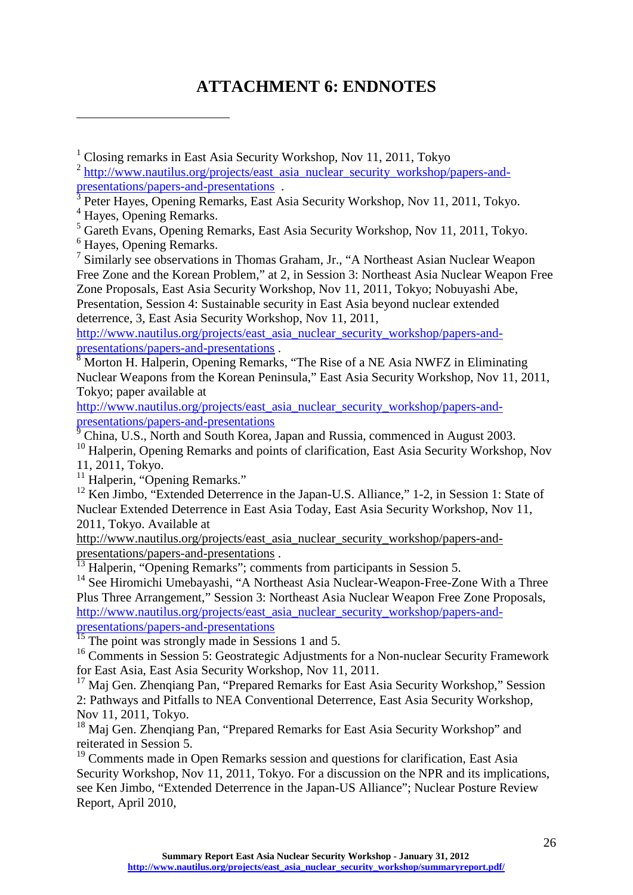# ATTACHMENT 6: ENDNOTES

---

[1] Closing remarks in East Asia Security Workshop, Nov 11, 2011, Tokyo

[2] http://www.nautilus.org/projects/east_asia_nuclear_security_workshop/papers-and-presentations/papers-and-presentations .

[3] Peter Hayes, Opening Remarks, East Asia Security Workshop, Nov 11, 2011, Tokyo.

[4] Hayes, Opening Remarks.

[5] Gareth Evans, Opening Remarks, East Asia Security Workshop, Nov 11, 2011, Tokyo.

[6] Hayes, Opening Remarks.

[7] Similarly see observations in Thomas Graham, Jr., "A Northeast Asian Nuclear Weapon Free Zone and the Korean Problem," at 2, in Session 3: Northeast Asia Nuclear Weapon Free Zone Proposals, East Asia Security Workshop, Nov 11, 2011, Tokyo; Nobuyashi Abe, Presentation, Session 4: Sustainable security in East Asia beyond nuclear extended deterrence, 3, East Asia Security Workshop, Nov 11, 2011, http://www.nautilus.org/projects/east_asia_nuclear_security_workshop/papers-and-presentations/papers-and-presentations .

[8] Morton H. Halperin, Opening Remarks, "The Rise of a NE Asia NWFZ in Eliminating Nuclear Weapons from the Korean Peninsula," East Asia Security Workshop, Nov 11, 2011, Tokyo; paper available at http://www.nautilus.org/projects/east_asia_nuclear_security_workshop/papers-and-presentations/papers-and-presentations

[9] China, U.S., North and South Korea, Japan and Russia, commenced in August 2003.

[10] Halperin, Opening Remarks and points of clarification, East Asia Security Workshop, Nov 11, 2011, Tokyo.

[11] Halperin, "Opening Remarks."

[12] Ken Jimbo, "Extended Deterrence in the Japan-U.S. Alliance," 1-2, in Session 1: State of Nuclear Extended Deterrence in East Asia Today, East Asia Security Workshop, Nov 11, 2011, Tokyo. Available at http://www.nautilus.org/projects/east_asia_nuclear_security_workshop/papers-and-presentations/papers-and-presentations .

[13] Halperin, "Opening Remarks"; comments from participants in Session 5.

[14] See Hiromichi Umebayashi, "A Northeast Asia Nuclear-Weapon-Free-Zone With a Three Plus Three Arrangement," Session 3: Northeast Asia Nuclear Weapon Free Zone Proposals, http://www.nautilus.org/projects/east_asia_nuclear_security_workshop/papers-and-presentations/papers-and-presentations

[15] The point was strongly made in Sessions 1 and 5.

[16] Comments in Session 5: Geostrategic Adjustments for a Non-nuclear Security Framework for East Asia, East Asia Security Workshop, Nov 11, 2011.

[17] Maj Gen. Zhenqiang Pan, "Prepared Remarks for East Asia Security Workshop," Session 2: Pathways and Pitfalls to NEA Conventional Deterrence, East Asia Security Workshop, Nov 11, 2011, Tokyo.

[18] Maj Gen. Zhenqiang Pan, "Prepared Remarks for East Asia Security Workshop" and reiterated in Session 5.

[19] Comments made in Open Remarks session and questions for clarification, East Asia Security Workshop, Nov 11, 2011, Tokyo. For a discussion on the NPR and its implications, see Ken Jimbo, "Extended Deterrence in the Japan-US Alliance"; Nuclear Posture Review Report, April 2010,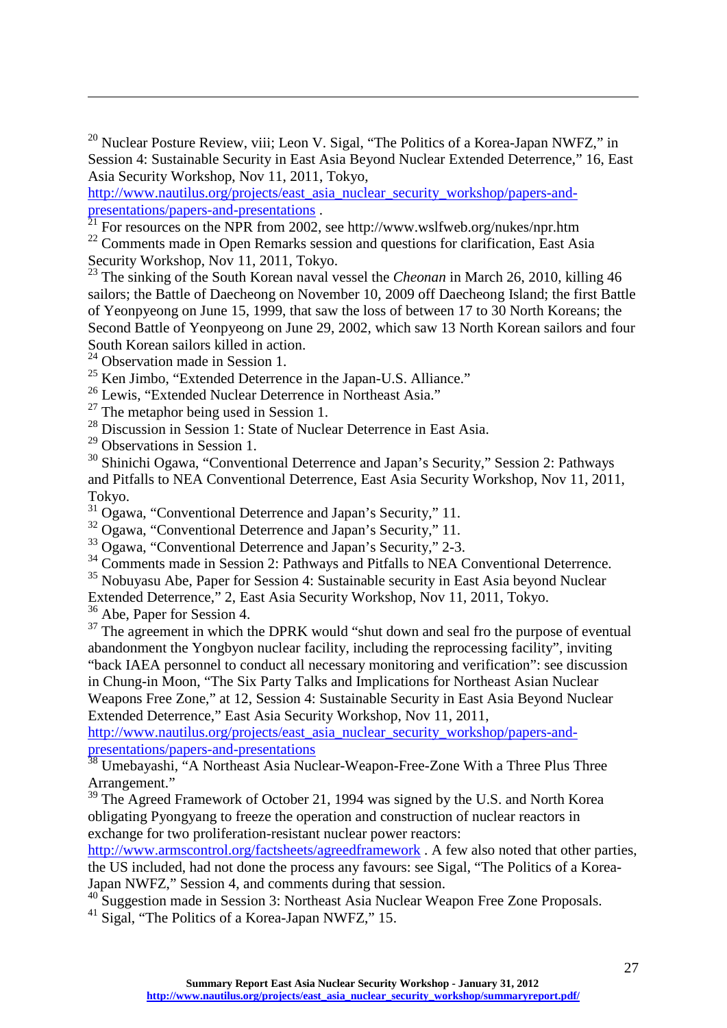[20] Nuclear Posture Review, viii; Leon V. Sigal, "The Politics of a Korea-Japan NWFZ," in Session 4: Sustainable Security in East Asia Beyond Nuclear Extended Deterrence," 16, East Asia Security Workshop, Nov 11, 2011, Tokyo, http://www.nautilus.org/projects/east_asia_nuclear_security_workshop/papers-and-presentations/papers-and-presentations .

[21] For resources on the NPR from 2002, see http://www.wslfweb.org/nukes/npr.htm

[22] Comments made in Open Remarks session and questions for clarification, East Asia Security Workshop, Nov 11, 2011, Tokyo.

[23] The sinking of the South Korean naval vessel the *Cheonan* in March 26, 2010, killing 46 sailors; the Battle of Daecheong on November 10, 2009 off Daecheong Island; the first Battle of Yeonpyeong on June 15, 1999, that saw the loss of between 17 to 30 North Koreans; the Second Battle of Yeonpyeong on June 29, 2002, which saw 13 North Korean sailors and four South Korean sailors killed in action.

[24] Observation made in Session 1.

[25] Ken Jimbo, "Extended Deterrence in the Japan-U.S. Alliance."

[26] Lewis, "Extended Nuclear Deterrence in Northeast Asia."

[27] The metaphor being used in Session 1.

[28] Discussion in Session 1: State of Nuclear Deterrence in East Asia.

[29] Observations in Session 1.

[30] Shinichi Ogawa, "Conventional Deterrence and Japan's Security," Session 2: Pathways and Pitfalls to NEA Conventional Deterrence, East Asia Security Workshop, Nov 11, 2011, Tokyo.

[31] Ogawa, "Conventional Deterrence and Japan's Security," 11.

[32] Ogawa, "Conventional Deterrence and Japan's Security," 11.

[33] Ogawa, "Conventional Deterrence and Japan's Security," 2-3.

[34] Comments made in Session 2: Pathways and Pitfalls to NEA Conventional Deterrence.

[35] Nobuyasu Abe, Paper for Session 4: Sustainable security in East Asia beyond Nuclear Extended Deterrence," 2, East Asia Security Workshop, Nov 11, 2011, Tokyo.

[36] Abe, Paper for Session 4.

[37] The agreement in which the DPRK would "shut down and seal fro the purpose of eventual abandonment the Yongbyon nuclear facility, including the reprocessing facility", inviting "back IAEA personnel to conduct all necessary monitoring and verification": see discussion in Chung-in Moon, "The Six Party Talks and Implications for Northeast Asian Nuclear Weapons Free Zone," at 12, Session 4: Sustainable Security in East Asia Beyond Nuclear Extended Deterrence," East Asia Security Workshop, Nov 11, 2011, http://www.nautilus.org/projects/east_asia_nuclear_security_workshop/papers-and-presentations/papers-and-presentations

[38] Umebayashi, "A Northeast Asia Nuclear-Weapon-Free-Zone With a Three Plus Three Arrangement."

[39] The Agreed Framework of October 21, 1994 was signed by the U.S. and North Korea obligating Pyongyang to freeze the operation and construction of nuclear reactors in exchange for two proliferation-resistant nuclear power reactors: http://www.armscontrol.org/factsheets/agreedframework . A few also noted that other parties, the US included, had not done the process any favours: see Sigal, "The Politics of a Korea-Japan NWFZ," Session 4, and comments during that session.

[40] Suggestion made in Session 3: Northeast Asia Nuclear Weapon Free Zone Proposals.

[41] Sigal, "The Politics of a Korea-Japan NWFZ," 15.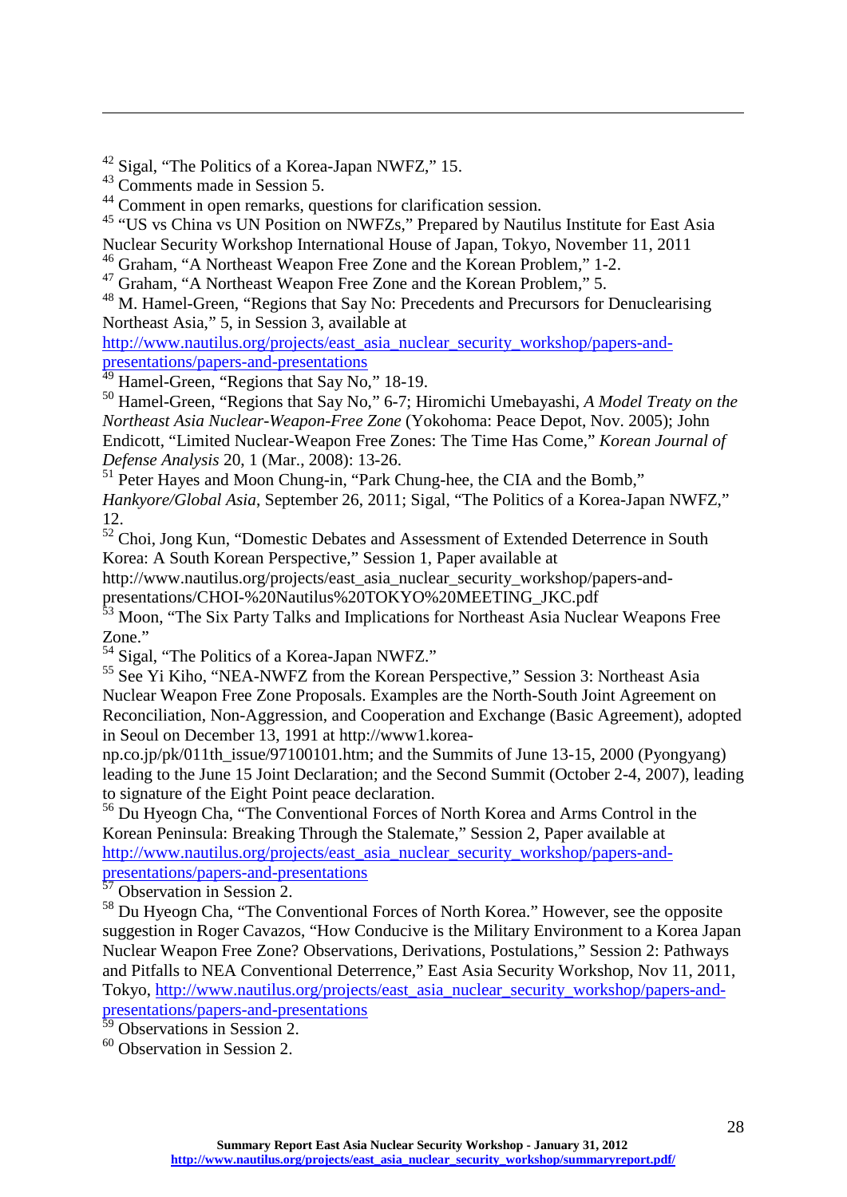[42] Sigal, "The Politics of a Korea-Japan NWFZ," 15.
[43] Comments made in Session 5.
[44] Comment in open remarks, questions for clarification session.
[45] "US vs China vs UN Position on NWFZs," Prepared by Nautilus Institute for East Asia Nuclear Security Workshop International House of Japan, Tokyo, November 11, 2011
[46] Graham, "A Northeast Weapon Free Zone and the Korean Problem," 1-2.
[47] Graham, "A Northeast Weapon Free Zone and the Korean Problem," 5.
[48] M. Hamel-Green, "Regions that Say No: Precedents and Precursors for Denuclearising Northeast Asia," 5, in Session 3, available at http://www.nautilus.org/projects/east_asia_nuclear_security_workshop/papers-and-presentations/papers-and-presentations
[49] Hamel-Green, "Regions that Say No," 18-19.
[50] Hamel-Green, "Regions that Say No," 6-7; Hiromichi Umebayashi, *A Model Treaty on the Northeast Asia Nuclear-Weapon-Free Zone* (Yokohoma: Peace Depot, Nov. 2005); John Endicott, "Limited Nuclear-Weapon Free Zones: The Time Has Come," *Korean Journal of Defense Analysis* 20, 1 (Mar., 2008): 13-26.
[51] Peter Hayes and Moon Chung-in, "Park Chung-hee, the CIA and the Bomb," *Hankyore/Global Asia*, September 26, 2011; Sigal, "The Politics of a Korea-Japan NWFZ," 12.
[52] Choi, Jong Kun, "Domestic Debates and Assessment of Extended Deterrence in South Korea: A South Korean Perspective," Session 1, Paper available at http://www.nautilus.org/projects/east_asia_nuclear_security_workshop/papers-and-presentations/CHOI-%20Nautilus%20TOKYO%20MEETING_JKC.pdf
[53] Moon, "The Six Party Talks and Implications for Northeast Asia Nuclear Weapons Free Zone."
[54] Sigal, "The Politics of a Korea-Japan NWFZ."
[55] See Yi Kiho, "NEA-NWFZ from the Korean Perspective," Session 3: Northeast Asia Nuclear Weapon Free Zone Proposals. Examples are the North-South Joint Agreement on Reconciliation, Non-Aggression, and Cooperation and Exchange (Basic Agreement), adopted in Seoul on December 13, 1991 at http://www1.korea-np.co.jp/pk/011th_issue/97100101.htm; and the Summits of June 13-15, 2000 (Pyongyang) leading to the June 15 Joint Declaration; and the Second Summit (October 2-4, 2007), leading to signature of the Eight Point peace declaration.
[56] Du Hyeogn Cha, "The Conventional Forces of North Korea and Arms Control in the Korean Peninsula: Breaking Through the Stalemate," Session 2, Paper available at http://www.nautilus.org/projects/east_asia_nuclear_security_workshop/papers-and-presentations/papers-and-presentations
[57] Observation in Session 2.
[58] Du Hyeogn Cha, "The Conventional Forces of North Korea." However, see the opposite suggestion in Roger Cavazos, "How Conducive is the Military Environment to a Korea Japan Nuclear Weapon Free Zone? Observations, Derivations, Postulations," Session 2: Pathways and Pitfalls to NEA Conventional Deterrence," East Asia Security Workshop, Nov 11, 2011, Tokyo, http://www.nautilus.org/projects/east_asia_nuclear_security_workshop/papers-and-presentations/papers-and-presentations
[59] Observations in Session 2.
[60] Observation in Session 2.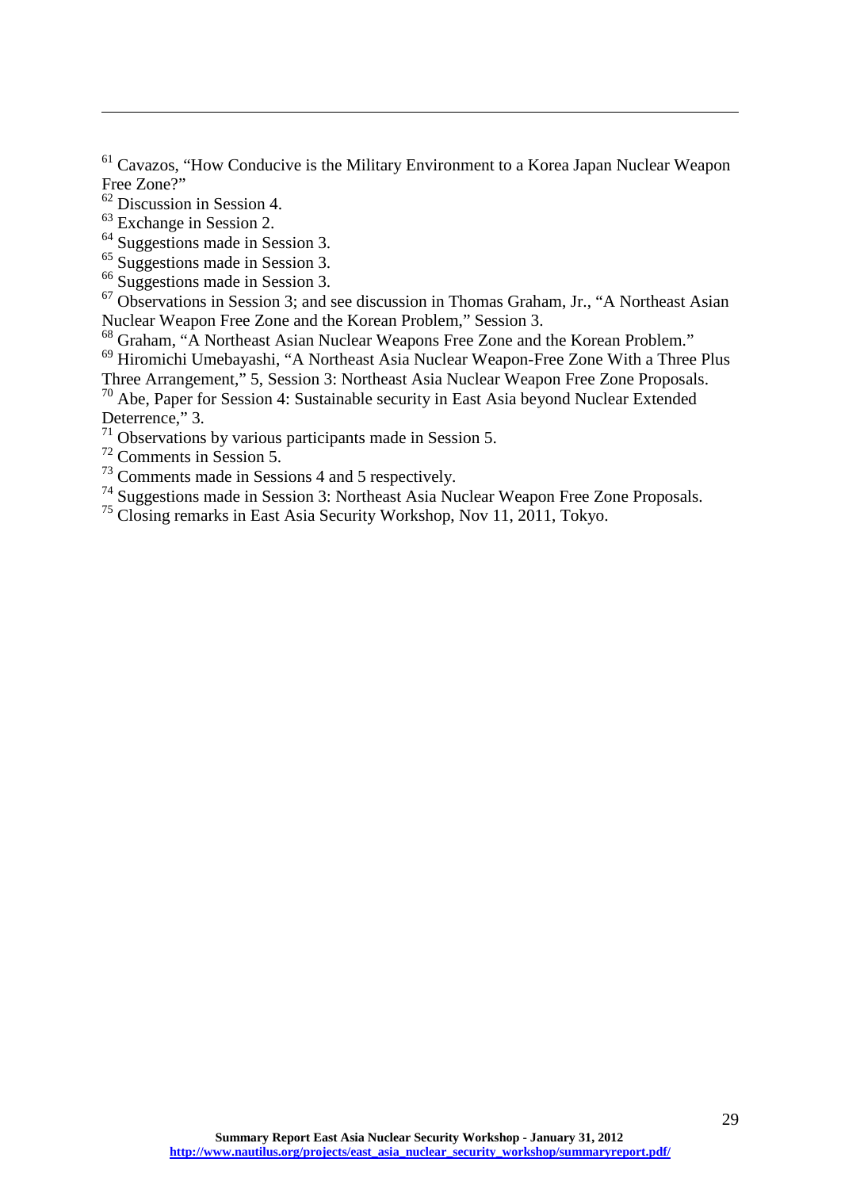[61] Cavazos, "How Conducive is the Military Environment to a Korea Japan Nuclear Weapon Free Zone?"

[62] Discussion in Session 4.

[63] Exchange in Session 2.

[64] Suggestions made in Session 3.

[65] Suggestions made in Session 3.

[66] Suggestions made in Session 3.

[67] Observations in Session 3; and see discussion in Thomas Graham, Jr., "A Northeast Asian Nuclear Weapon Free Zone and the Korean Problem," Session 3.

[68] Graham, "A Northeast Asian Nuclear Weapons Free Zone and the Korean Problem."

[69] Hiromichi Umebayashi, "A Northeast Asia Nuclear Weapon-Free Zone With a Three Plus Three Arrangement," 5, Session 3: Northeast Asia Nuclear Weapon Free Zone Proposals.

[70] Abe, Paper for Session 4: Sustainable security in East Asia beyond Nuclear Extended Deterrence," 3.

[71] Observations by various participants made in Session 5.

[72] Comments in Session 5.

[73] Comments made in Sessions 4 and 5 respectively.

[74] Suggestions made in Session 3: Northeast Asia Nuclear Weapon Free Zone Proposals.

[75] Closing remarks in East Asia Security Workshop, Nov 11, 2011, Tokyo.